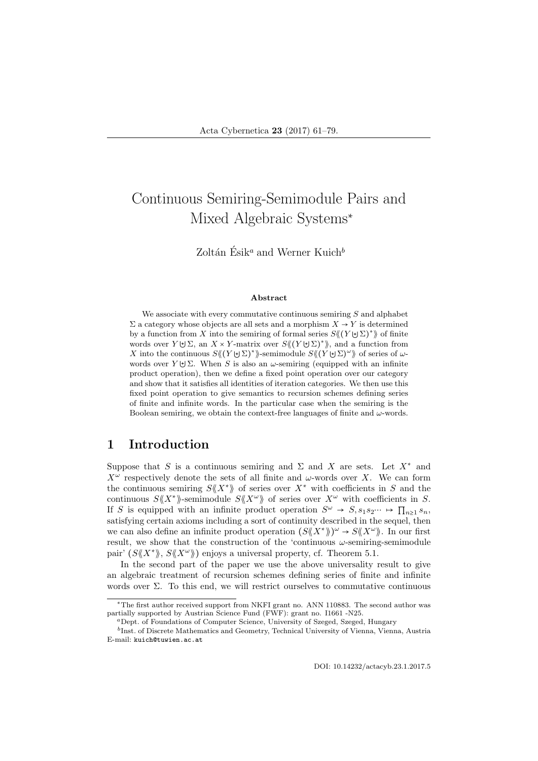# Continuous Semiring-Semimodule Pairs and Mixed Algebraic Systems*

Zoltán Ésik[a] and Werner Kuich[b]

### Abstract

We associate with every commutative continuous semiring $S$ and alphabet $\Sigma$ a category whose objects are all sets and a morphism $X \to Y$ is determined by a function from $X$ into the semiring of formal series $S\langle\langle (Y \uplus \Sigma)^* \rangle\rangle$ of finite words over $Y \uplus \Sigma$, an $X \times Y$-matrix over $S\langle\langle (Y \uplus \Sigma)^* \rangle\rangle$, and a function from $X$ into the continuous $S\langle\langle (Y \uplus \Sigma)^* \rangle\rangle$-semimodule $S\langle\langle (Y \uplus \Sigma)^\omega \rangle\rangle$ of series of $\omega$-words over $Y \uplus \Sigma$. When $S$ is also an $\omega$-semiring (equipped with an infinite product operation), then we define a fixed point operation over our category and show that it satisfies all identities of iteration categories. We then use this fixed point operation to give semantics to recursion schemes defining series of finite and infinite words. In the particular case when the semiring is the Boolean semiring, we obtain the context-free languages of finite and $\omega$-words.

## 1 Introduction

Suppose that $S$ is a continuous semiring and $\Sigma$ and $X$ are sets. Let $X^*$ and $X^\omega$ respectively denote the sets of all finite and $\omega$-words over $X$. We can form the continuous semiring $S\langle\langle X^* \rangle\rangle$ of series over $X^*$ with coefficients in $S$ and the continuous $S\langle\langle X^* \rangle\rangle$-semimodule $S\langle\langle X^\omega \rangle\rangle$ of series over $X^\omega$ with coefficients in $S$. If $S$ is equipped with an infinite product operation $S^\omega \to S, s_1 s_2 \cdots \mapsto \prod_{n \geq 1} s_n$, satisfying certain axioms including a sort of continuity described in the sequel, then we can also define an infinite product operation $(S\langle\langle X^* \rangle\rangle)^\omega \to S\langle\langle X^\omega \rangle\rangle$. In our first result, we show that the construction of the 'continuous $\omega$-semiring-semimodule pair' $(S\langle\langle X^* \rangle\rangle, S\langle\langle X^\omega \rangle\rangle)$ enjoys a universal property, cf. Theorem 5.1.

In the second part of the paper we use the above universality result to give an algebraic treatment of recursion schemes defining series of finite and infinite words over $\Sigma$. To this end, we will restrict ourselves to commutative continuous

---

*The first author received support from NKFI grant no. ANN 110883. The second author was partially supported by Austrian Science Fund (FWF): grant no. I1661 -N25.

[a]Dept. of Foundations of Computer Science, University of Szeged, Szeged, Hungary

[b]Inst. of Discrete Mathematics and Geometry, Technical University of Vienna, Vienna, Austria
E-mail: kuich@tuwien.ac.at

DOI: 10.14232/actacyb.23.1.2017.5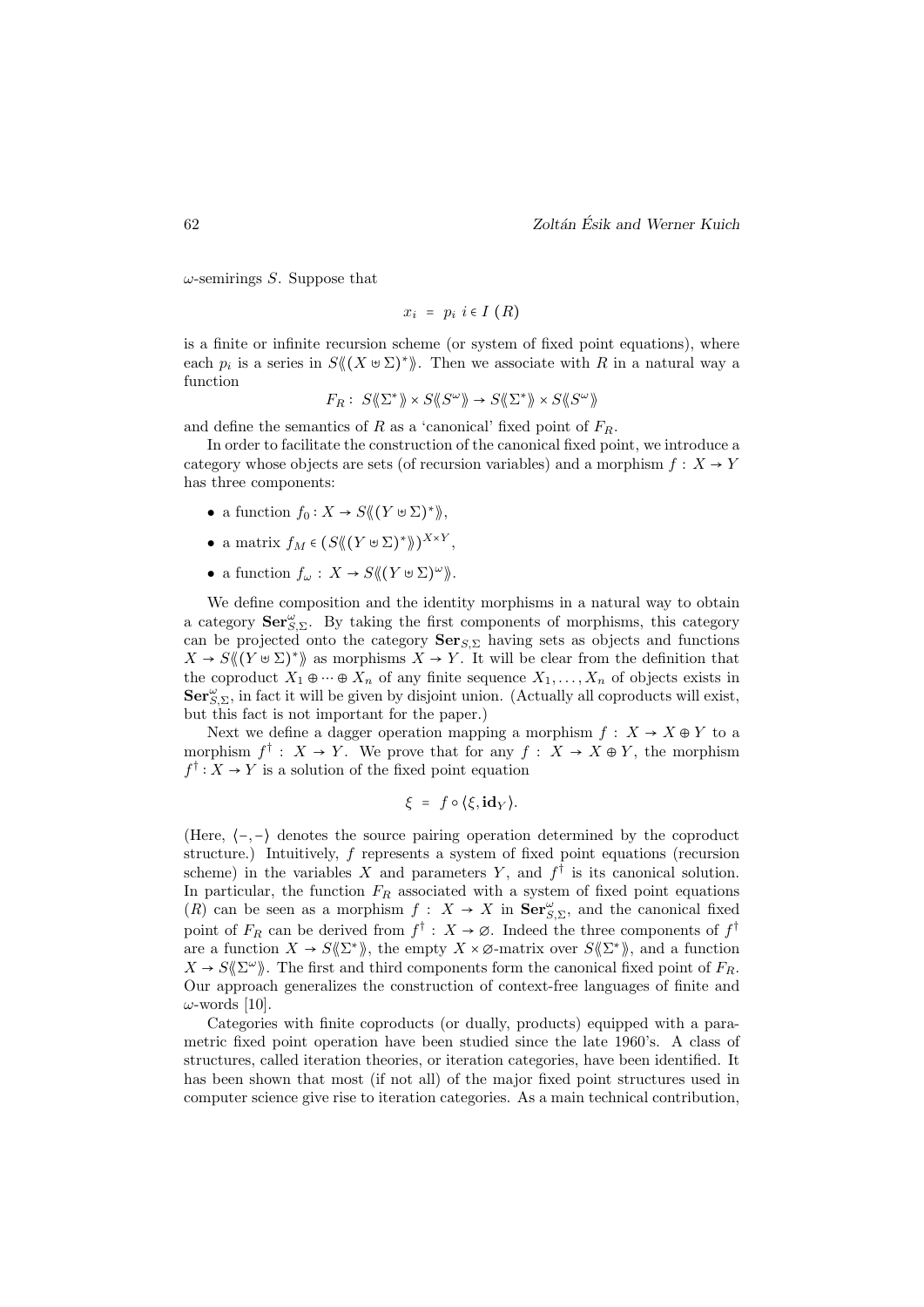$\omega$-semirings $S$. Suppose that

$$x_i \;=\; p_i \;\; i \in I \;\; (R)$$

is a finite or infinite recursion scheme (or system of fixed point equations), where each $p_i$ is a series in $S\langle\!\langle (X \uplus \Sigma)^* \rangle\!\rangle$. Then we associate with $R$ in a natural way a function

$$F_R : \; S\langle\!\langle \Sigma^* \rangle\!\rangle \times S\langle\!\langle S^\omega \rangle\!\rangle \to S\langle\!\langle \Sigma^* \rangle\!\rangle \times S\langle\!\langle S^\omega \rangle\!\rangle$$

and define the semantics of $R$ as a 'canonical' fixed point of $F_R$.

In order to facilitate the construction of the canonical fixed point, we introduce a category whose objects are sets (of recursion variables) and a morphism $f : X \to Y$ has three components:

- a function $f_0 : X \to S\langle\!\langle (Y \uplus \Sigma)^* \rangle\!\rangle$,
- a matrix $f_M \in (S\langle\!\langle (Y \uplus \Sigma)^* \rangle\!\rangle)^{X \times Y}$,
- a function $f_\omega : X \to S\langle\!\langle (Y \uplus \Sigma)^\omega \rangle\!\rangle$.

We define composition and the identity morphisms in a natural way to obtain a category $\mathbf{Ser}^\omega_{S,\Sigma}$. By taking the first components of morphisms, this category can be projected onto the category $\mathbf{Ser}_{S,\Sigma}$ having sets as objects and functions $X \to S\langle\!\langle (Y \uplus \Sigma)^* \rangle\!\rangle$ as morphisms $X \to Y$. It will be clear from the definition that the coproduct $X_1 \oplus \cdots \oplus X_n$ of any finite sequence $X_1, \ldots, X_n$ of objects exists in $\mathbf{Ser}^\omega_{S,\Sigma}$, in fact it will be given by disjoint union. (Actually all coproducts will exist, but this fact is not important for the paper.)

Next we define a dagger operation mapping a morphism $f : X \to X \oplus Y$ to a morphism $f^\dagger : X \to Y$. We prove that for any $f : X \to X \oplus Y$, the morphism $f^\dagger : X \to Y$ is a solution of the fixed point equation

$$\xi \;=\; f \circ \langle \xi, \mathbf{id}_Y \rangle.$$

(Here, $\langle -, - \rangle$ denotes the source pairing operation determined by the coproduct structure.) Intuitively, $f$ represents a system of fixed point equations (recursion scheme) in the variables $X$ and parameters $Y$, and $f^\dagger$ is its canonical solution. In particular, the function $F_R$ associated with a system of fixed point equations $(R)$ can be seen as a morphism $f : X \to X$ in $\mathbf{Ser}^\omega_{S,\Sigma}$, and the canonical fixed point of $F_R$ can be derived from $f^\dagger : X \to \varnothing$. Indeed the three components of $f^\dagger$ are a function $X \to S\langle\!\langle \Sigma^* \rangle\!\rangle$, the empty $X \times \varnothing$-matrix over $S\langle\!\langle \Sigma^* \rangle\!\rangle$, and a function $X \to S\langle\!\langle \Sigma^\omega \rangle\!\rangle$. The first and third components form the canonical fixed point of $F_R$. Our approach generalizes the construction of context-free languages of finite and $\omega$-words [10].

Categories with finite coproducts (or dually, products) equipped with a parametric fixed point operation have been studied since the late 1960's. A class of structures, called iteration theories, or iteration categories, have been identified. It has been shown that most (if not all) of the major fixed point structures used in computer science give rise to iteration categories. As a main technical contribution,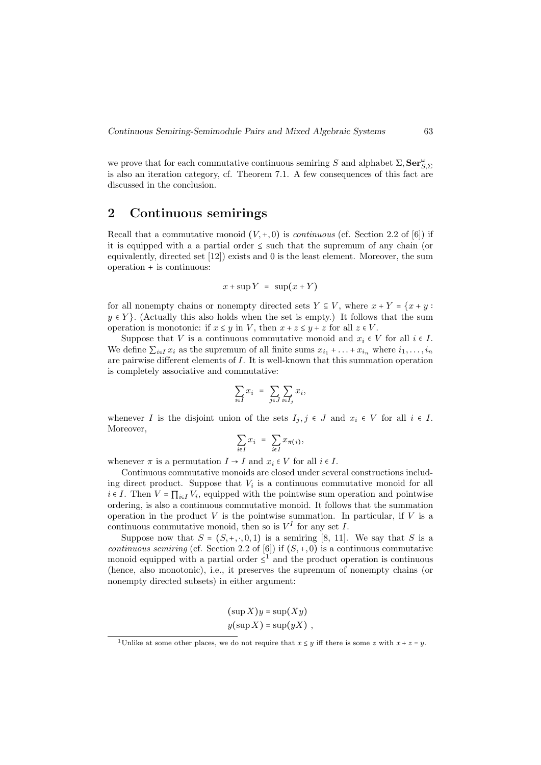we prove that for each commutative continuous semiring $S$ and alphabet $\Sigma$, $\mathbf{Ser}^{\omega}_{S,\Sigma}$ is also an iteration category, cf. Theorem 7.1. A few consequences of this fact are discussed in the conclusion.

## 2 Continuous semirings

Recall that a commutative monoid $(V, +, 0)$ is *continuous* (cf. Section 2.2 of [6]) if it is equipped with a a partial order $\leq$ such that the supremum of any chain (or equivalently, directed set [12]) exists and 0 is the least element. Moreover, the sum operation + is continuous:

$$x + \sup Y \;=\; \sup(x + Y)$$

for all nonempty chains or nonempty directed sets $Y \subseteq V$, where $x + Y = \{x + y : y \in Y\}$. (Actually this also holds when the set is empty.) It follows that the sum operation is monotonic: if $x \leq y$ in $V$, then $x + z \leq y + z$ for all $z \in V$.

Suppose that $V$ is a continuous commutative monoid and $x_i \in V$ for all $i \in I$. We define $\sum_{i \in I} x_i$ as the supremum of all finite sums $x_{i_1} + \ldots + x_{i_n}$ where $i_1, \ldots, i_n$ are pairwise different elements of $I$. It is well-known that this summation operation is completely associative and commutative:

$$\sum_{i \in I} x_i \;=\; \sum_{j \in J} \sum_{i \in I_j} x_i,$$

whenever $I$ is the disjoint union of the sets $I_j, j \in J$ and $x_i \in V$ for all $i \in I$. Moreover,

$$\sum_{i \in I} x_i \;=\; \sum_{i \in I} x_{\pi(i)},$$

whenever $\pi$ is a permutation $I \to I$ and $x_i \in V$ for all $i \in I$.

Continuous commutative monoids are closed under several constructions including direct product. Suppose that $V_i$ is a continuous commutative monoid for all $i \in I$. Then $V = \prod_{i \in I} V_i$, equipped with the pointwise sum operation and pointwise ordering, is also a continuous commutative monoid. It follows that the summation operation in the product $V$ is the pointwise summation. In particular, if $V$ is a continuous commutative monoid, then so is $V^I$ for any set $I$.

Suppose now that $S = (S, +, \cdot, 0, 1)$ is a semiring [8, 11]. We say that $S$ is a *continuous semiring* (cf. Section 2.2 of [6]) if $(S, +, 0)$ is a continuous commutative monoid equipped with a partial order $\leq$[1] and the product operation is continuous (hence, also monotonic), i.e., it preserves the supremum of nonempty chains (or nonempty directed subsets) in either argument:

$$(\sup X)y = \sup(Xy)$$
$$y(\sup X) = \sup(yX) \;,$$

[1] Unlike at some other places, we do not require that $x \leq y$ iff there is some $z$ with $x + z = y$.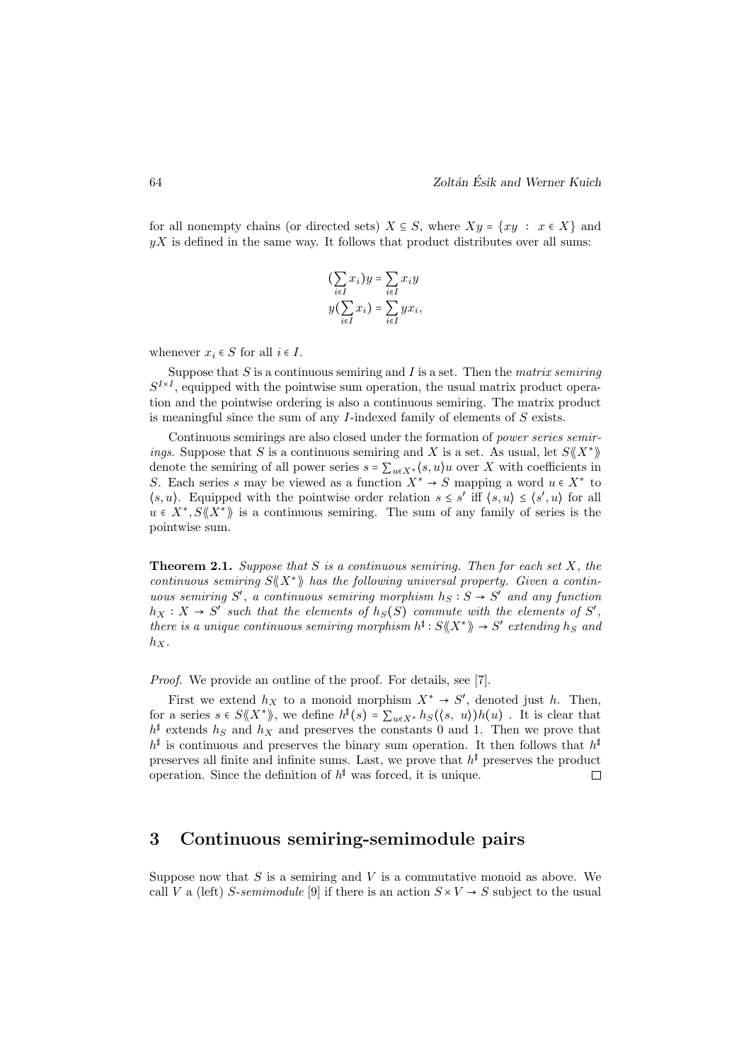for all nonempty chains (or directed sets) $X \subseteq S$, where $Xy = \{xy \ : \ x \in X\}$ and $yX$ is defined in the same way. It follows that product distributes over all sums:

$$(\sum_{i\in I} x_i)y = \sum_{i\in I} x_i y$$
$$y(\sum_{i\in I} x_i) = \sum_{i\in I} yx_i,$$

whenever $x_i \in S$ for all $i \in I$.

Suppose that $S$ is a continuous semiring and $I$ is a set. Then the *matrix semiring* $S^{I\times I}$, equipped with the pointwise sum operation, the usual matrix product operation and the pointwise ordering is also a continuous semiring. The matrix product is meaningful since the sum of any $I$-indexed family of elements of $S$ exists.

Continuous semirings are also closed under the formation of *power series semirings*. Suppose that $S$ is a continuous semiring and $X$ is a set. As usual, let $S\langle\langle X^*\rangle\rangle$ denote the semiring of all power series $s = \sum_{u\in X^*}\langle s, u\rangle u$ over $X$ with coefficients in $S$. Each series $s$ may be viewed as a function $X^* \to S$ mapping a word $u \in X^*$ to $\langle s, u\rangle$. Equipped with the pointwise order relation $s \le s'$ iff $\langle s, u\rangle \le \langle s', u\rangle$ for all $u \in X^*$, $S\langle\langle X^*\rangle\rangle$ is a continuous semiring. The sum of any family of series is the pointwise sum.

**Theorem 2.1.** *Suppose that $S$ is a continuous semiring. Then for each set $X$, the continuous semiring $S\langle\langle X^*\rangle\rangle$ has the following universal property. Given a continuous semiring $S'$, a continuous semiring morphism $h_S : S \to S'$ and any function $h_X : X \to S'$ such that the elements of $h_S(S)$ commute with the elements of $S'$, there is a unique continuous semiring morphism $h^\sharp : S\langle\langle X^*\rangle\rangle \to S'$ extending $h_S$ and $h_X$.*

*Proof.* We provide an outline of the proof. For details, see [7].

First we extend $h_X$ to a monoid morphism $X^* \to S'$, denoted just $h$. Then, for a series $s \in S\langle\langle X^*\rangle\rangle$, we define $h^\sharp(s) = \sum_{u\in X^*} h_S(\langle s, \ u\rangle)h(u)$ . It is clear that $h^\sharp$ extends $h_S$ and $h_X$ and preserves the constants 0 and 1. Then we prove that $h^\sharp$ is continuous and preserves the binary sum operation. It then follows that $h^\sharp$ preserves all finite and infinite sums. Last, we prove that $h^\sharp$ preserves the product operation. Since the definition of $h^\sharp$ was forced, it is unique. □

## 3 Continuous semiring-semimodule pairs

Suppose now that $S$ is a semiring and $V$ is a commutative monoid as above. We call $V$ a (left) *$S$-semimodule* [9] if there is an action $S \times V \to S$ subject to the usual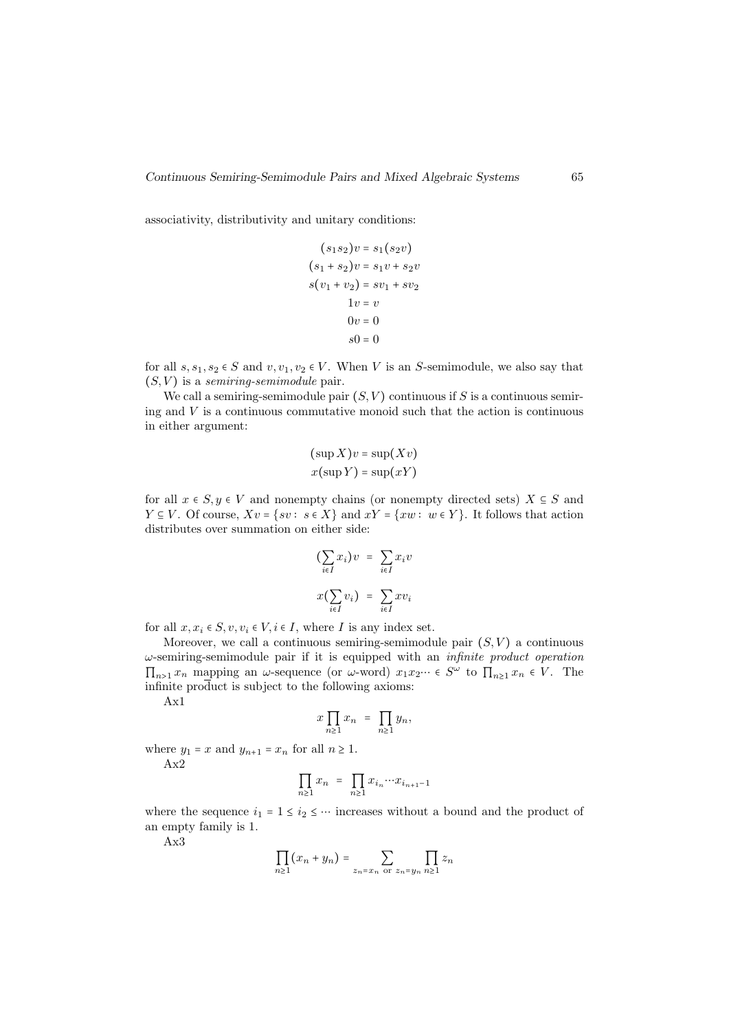associativity, distributivity and unitary conditions:

$$
\begin{aligned}
(s_1 s_2)v &= s_1(s_2 v)\\
(s_1 + s_2)v &= s_1 v + s_2 v\\
s(v_1 + v_2) &= s v_1 + s v_2\\
1v &= v\\
0v &= 0\\
s0 &= 0
\end{aligned}
$$

for all $s, s_1, s_2 \in S$ and $v, v_1, v_2 \in V$. When $V$ is an $S$-semimodule, we also say that $(S, V)$ is a *semiring-semimodule* pair.

We call a semiring-semimodule pair $(S, V)$ continuous if $S$ is a continuous semiring and $V$ is a continuous commutative monoid such that the action is continuous in either argument:

$$
\begin{aligned}
(\sup X)v &= \sup(Xv)\\
x(\sup Y) &= \sup(xY)
\end{aligned}
$$

for all $x \in S, y \in V$ and nonempty chains (or nonempty directed sets) $X \subseteq S$ and $Y \subseteq V$. Of course, $Xv = \{sv : s \in X\}$ and $xY = \{xw : w \in Y\}$. It follows that action distributes over summation on either side:

$$
\begin{aligned}
(\sum_{i \in I} x_i)v &= \sum_{i \in I} x_i v\\
x(\sum_{i \in I} v_i) &= \sum_{i \in I} x v_i
\end{aligned}
$$

for all $x, x_i \in S, v, v_i \in V, i \in I$, where $I$ is any index set.

Moreover, we call a continuous semiring-semimodule pair $(S, V)$ a continuous $\omega$-semiring-semimodule pair if it is equipped with an *infinite product operation* $\prod_{n \geq 1} x_n$ mapping an $\omega$-sequence (or $\omega$-word) $x_1 x_2 \cdots \in S^\omega$ to $\prod_{n \geq 1} x_n \in V$. The infinite product is subject to the following axioms:

Ax1

$$
x \prod_{n \geq 1} x_n = \prod_{n \geq 1} y_n,
$$

where $y_1 = x$ and $y_{n+1} = x_n$ for all $n \geq 1$.

Ax2

$$
\prod_{n \geq 1} x_n = \prod_{n \geq 1} x_{i_n} \cdots x_{i_{n+1}-1}
$$

where the sequence $i_1 = 1 \leq i_2 \leq \cdots$ increases without a bound and the product of an empty family is 1.

Ax3

$$
\prod_{n \geq 1} (x_n + y_n) = \sum_{z_n = x_n \text{ or } z_n = y_n} \prod_{n \geq 1} z_n
$$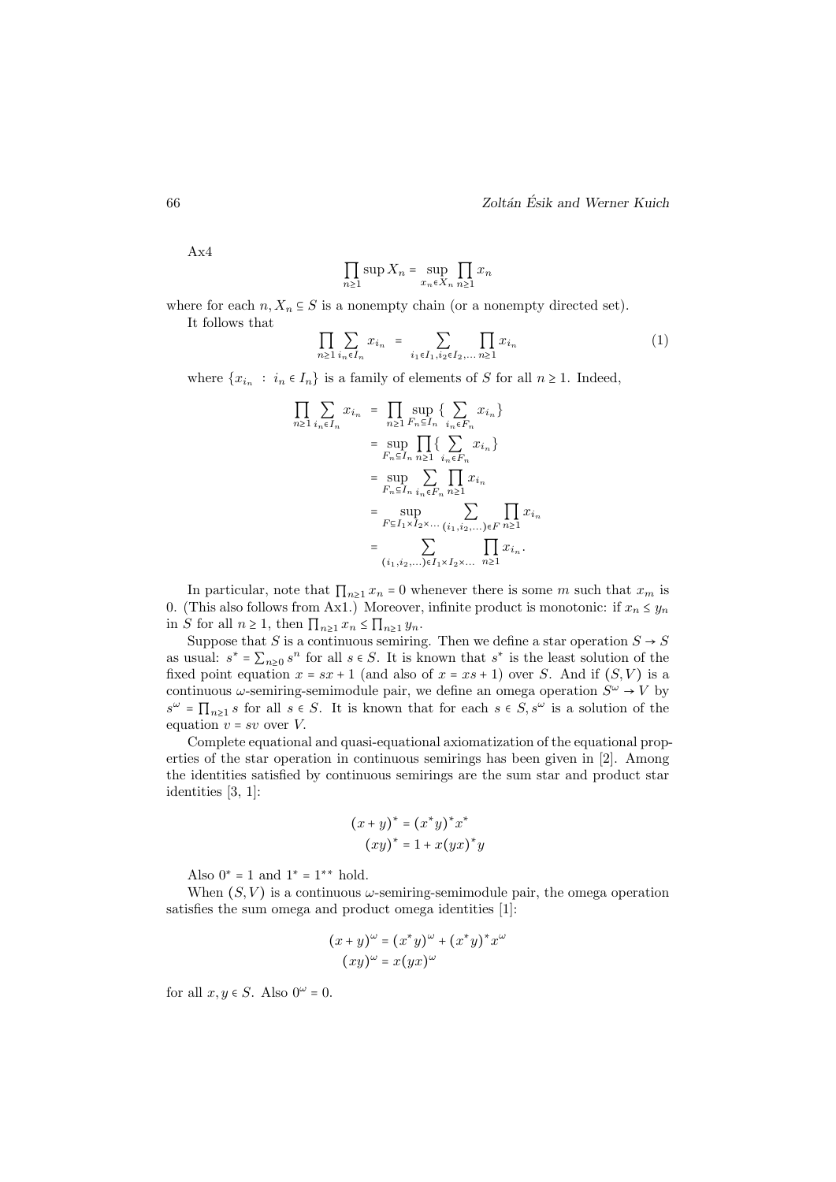Ax4

$$\prod_{n\geq 1} \sup X_n = \sup_{x_n \in X_n} \prod_{n\geq 1} x_n$$

where for each $n, X_n \subseteq S$ is a nonempty chain (or a nonempty directed set).

It follows that

$$\prod_{n\geq 1} \sum_{i_n \in I_n} x_{i_n} \;=\; \sum_{i_1 \in I_1, i_2 \in I_2, \ldots} \prod_{n\geq 1} x_{i_n} \tag{1}$$

where $\{x_{i_n} \; : \; i_n \in I_n\}$ is a family of elements of $S$ for all $n \geq 1$. Indeed,

$$\begin{aligned}
\prod_{n\geq 1} \sum_{i_n \in I_n} x_{i_n} &= \prod_{n\geq 1} \sup_{F_n \subseteq I_n} \{ \sum_{i_n \in F_n} x_{i_n} \} \\
&= \sup_{F_n \subseteq I_n} \prod_{n\geq 1} \{ \sum_{i_n \in F_n} x_{i_n} \} \\
&= \sup_{F_n \subseteq I_n} \sum_{i_n \in F_n} \prod_{n \geq 1} x_{i_n} \\
&= \sup_{F \subseteq I_1 \times I_2 \times \ldots} \sum_{(i_1, i_2, \ldots) \in F} \prod_{n\geq 1} x_{i_n} \\
&= \sum_{(i_1, i_2, \ldots) \in I_1 \times I_2 \times \ldots} \prod_{n\geq 1} x_{i_n}.
\end{aligned}$$

In particular, note that $\prod_{n\geq 1} x_n = 0$ whenever there is some $m$ such that $x_m$ is 0. (This also follows from Ax1.) Moreover, infinite product is monotonic: if $x_n \leq y_n$ in $S$ for all $n \geq 1$, then $\prod_{n\geq 1} x_n \leq \prod_{n \geq 1} y_n$.

Suppose that $S$ is a continuous semiring. Then we define a star operation $S \to S$ as usual: $s^* = \sum_{n\geq 0} s^n$ for all $s \in S$. It is known that $s^*$ is the least solution of the fixed point equation $x = sx + 1$ (and also of $x = xs + 1$) over $S$. And if $(S, V)$ is a continuous $\omega$-semiring-semimodule pair, we define an omega operation $S^\omega \to V$ by $s^\omega = \prod_{n\geq 1} s$ for all $s \in S$. It is known that for each $s \in S, s^\omega$ is a solution of the equation $v = sv$ over $V$.

Complete equational and quasi-equational axiomatization of the equational properties of the star operation in continuous semirings has been given in [2]. Among the identities satisfied by continuous semirings are the sum star and product star identities [3, 1]:

$$\begin{aligned}
(x + y)^* &= (x^* y)^* x^* \\
(xy)^* &= 1 + x(yx)^* y
\end{aligned}$$

Also $0^* = 1$ and $1^* = 1^{**}$ hold.

When $(S, V)$ is a continuous $\omega$-semiring-semimodule pair, the omega operation satisfies the sum omega and product omega identities [1]:

$$\begin{aligned}
(x + y)^\omega &= (x^* y)^\omega + (x^* y)^* x^\omega \\
(xy)^\omega &= x(yx)^\omega
\end{aligned}$$

for all $x, y \in S$. Also $0^\omega = 0$.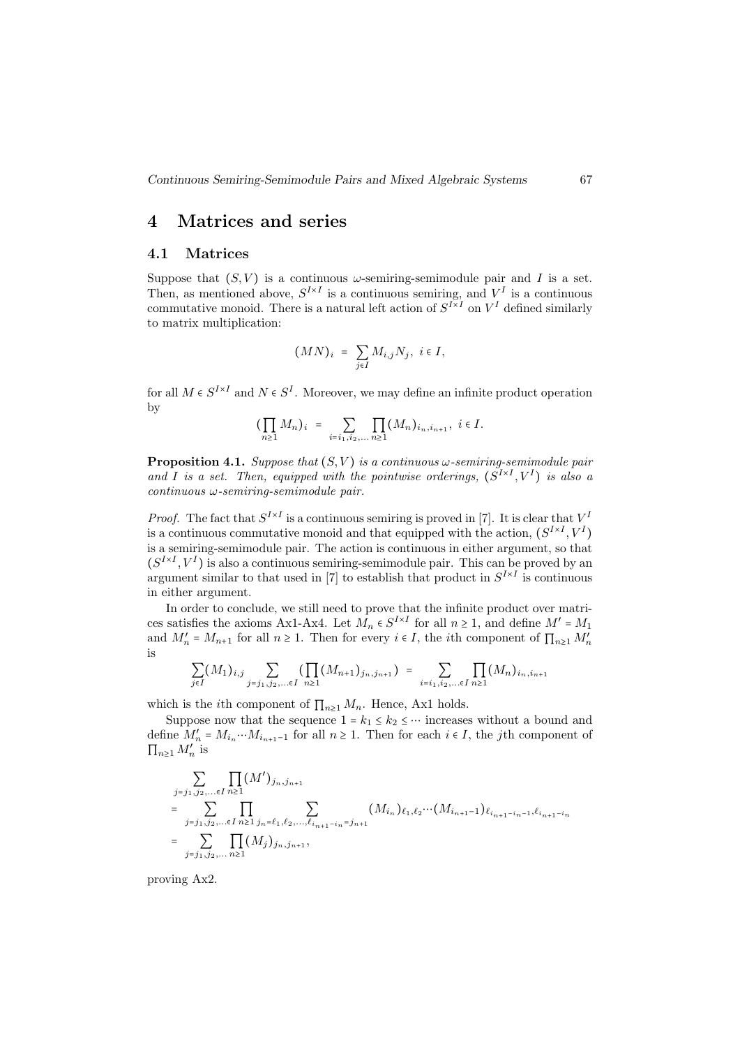# 4 Matrices and series

## 4.1 Matrices

Suppose that $(S, V)$ is a continuous $\omega$-semiring-semimodule pair and $I$ is a set. Then, as mentioned above, $S^{I\times I}$ is a continuous semiring, and $V^I$ is a continuous commutative monoid. There is a natural left action of $S^{I\times I}$ on $V^I$ defined similarly to matrix multiplication:

$$(MN)_i = \sum_{j\in I} M_{i,j} N_j, \ i \in I,$$

for all $M \in S^{I\times I}$ and $N \in S^I$. Moreover, we may define an infinite product operation by

$$(\prod_{n\geq 1} M_n)_i = \sum_{i=i_1,i_2,\ldots} \prod_{n\geq 1} (M_n)_{i_n,i_{n+1}}, \ i \in I.$$

**Proposition 4.1.** *Suppose that $(S, V)$ is a continuous $\omega$-semiring-semimodule pair and $I$ is a set. Then, equipped with the pointwise orderings, $(S^{I\times I}, V^I)$ is also a continuous $\omega$-semiring-semimodule pair.*

*Proof.* The fact that $S^{I\times I}$ is a continuous semiring is proved in [7]. It is clear that $V^I$ is a continuous commutative monoid and that equipped with the action, $(S^{I\times I}, V^I)$ is a semiring-semimodule pair. The action is continuous in either argument, so that $(S^{I\times I}, V^I)$ is also a continuous semiring-semimodule pair. This can be proved by an argument similar to that used in [7] to establish that product in $S^{I\times I}$ is continuous in either argument.

In order to conclude, we still need to prove that the infinite product over matrices satisfies the axioms Ax1-Ax4. Let $M_n \in S^{I\times I}$ for all $n \geq 1$, and define $M' = M_1$ and $M'_n = M_{n+1}$ for all $n \geq 1$. Then for every $i \in I$, the $i$th component of $\prod_{n\geq 1} M'_n$ is

$$\sum_{j\in I} (M_1)_{i,j} \sum_{j=j_1,j_2,\ldots\in I} (\prod_{n\geq 1} (M_{n+1})_{j_n,j_{n+1}}) = \sum_{i=i_1,i_2,\ldots\in I} \prod_{n\geq 1} (M_n)_{i_n,i_{n+1}}$$

which is the $i$th component of $\prod_{n\geq 1} M_n$. Hence, Ax1 holds.

Suppose now that the sequence $1 = k_1 \leq k_2 \leq \cdots$ increases without a bound and define $M'_n = M_{i_n} \cdots M_{i_{n+1}-1}$ for all $n \geq 1$. Then for each $i \in I$, the $j$th component of $\prod_{n\geq 1} M'_n$ is

$$\begin{aligned}
&\sum_{j=j_1,j_2,\ldots\in I} \prod_{n\geq 1} (M')_{j_n,j_{n+1}} \\
&= \sum_{j=j_1,j_2,\ldots\in I} \prod_{n\geq 1} \sum_{j_n=\ell_1,\ell_2,\ldots,\ell_{i_{n+1}-i_n}=j_{n+1}} (M_{i_n})_{\ell_1,\ell_2} \cdots (M_{i_{n+1}-1})_{\ell_{i_{n+1}-i_n-1},\ell_{i_{n+1}-i_n}} \\
&= \sum_{j=j_1,j_2,\ldots} \prod_{n\geq 1} (M_j)_{j_n,j_{n+1}},
\end{aligned}$$

proving Ax2.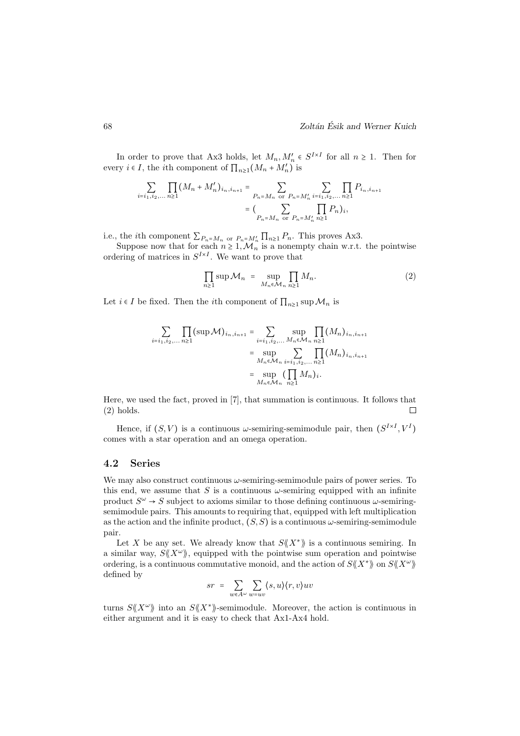In order to prove that Ax3 holds, let $M_n, M'_n \in S^{I\times I}$ for all $n \geq 1$. Then for every $i \in I$, the $i$th component of $\prod_{n\geq 1}(M_n + M'_n)$ is

$$\sum_{i=i_1,i_2,\ldots} \prod_{n\geq 1}(M_n + M'_n)_{i_n,i_{n+1}} = \sum_{P_n = M_n \text{ or } P_n = M'_n} \sum_{i=i_1,i_2,\ldots} \prod_{n\geq 1} P_{i_n,i_{n+1}}$$
$$= (\sum_{P_n = M_n \text{ or } P_n = M'_n} \prod_{n\geq 1} P_n)_i,$$

i.e., the $i$th component $\sum_{P_n=M_n \text{ or } P_n=M'_n} \prod_{n\geq 1} P_n$. This proves Ax3.

Suppose now that for each $n \geq 1, \mathcal{M}_n$ is a nonempty chain w.r.t. the pointwise ordering of matrices in $S^{I\times I}$. We want to prove that

$$\prod_{n\geq 1} \sup \mathcal{M}_n = \sup_{M_n \in \mathcal{M}_n} \prod_{n\geq 1} M_n. \tag{2}$$

Let $i \in I$ be fixed. Then the $i$th component of $\prod_{n\geq 1} \sup \mathcal{M}_n$ is

$$\sum_{i=i_1,i_2,\ldots} \prod_{n\geq 1}(\sup \mathcal{M})_{i_n,i_{n+1}} = \sum_{i=i_1,i_2,\ldots} \sup_{M_n \in \mathcal{M}_n} \prod_{n\geq 1}(M_n)_{i_n,i_{n+1}}$$
$$= \sup_{M_n \in \mathcal{M}_n} \sum_{i=i_1,i_2,\ldots} \prod_{n\geq 1}(M_n)_{i_n,i_{n+1}}$$
$$= \sup_{M_n \in \mathcal{M}_n} (\prod_{n\geq 1} M_n)_i.$$

Here, we used the fact, proved in [7], that summation is continuous. It follows that (2) holds. □

Hence, if $(S, V)$ is a continuous $\omega$-semiring-semimodule pair, then $(S^{I\times I}, V^I)$ comes with a star operation and an omega operation.

## 4.2 Series

We may also construct continuous $\omega$-semiring-semimodule pairs of power series. To this end, we assume that $S$ is a continuous $\omega$-semiring equipped with an infinite product $S^\omega \to S$ subject to axioms similar to those defining continuous $\omega$-semiring-semimodule pairs. This amounts to requiring that, equipped with left multiplication as the action and the infinite product, $(S, S)$ is a continuous $\omega$-semiring-semimodule pair.

Let $X$ be any set. We already know that $S\langle\langle X^*\rangle\rangle$ is a continuous semiring. In a similar way, $S\langle\langle X^\omega\rangle\rangle$, equipped with the pointwise sum operation and pointwise ordering, is a continuous commutative monoid, and the action of $S\langle\langle X^*\rangle\rangle$ on $S\langle\langle X^\omega\rangle\rangle$ defined by

$$sr = \sum_{w\in A^\omega} \sum_{w=uv} \langle s, u\rangle\langle r, v\rangle uv$$

turns $S\langle\langle X^\omega\rangle\rangle$ into an $S\langle\langle X^*\rangle\rangle$-semimodule. Moreover, the action is continuous in either argument and it is easy to check that Ax1-Ax4 hold.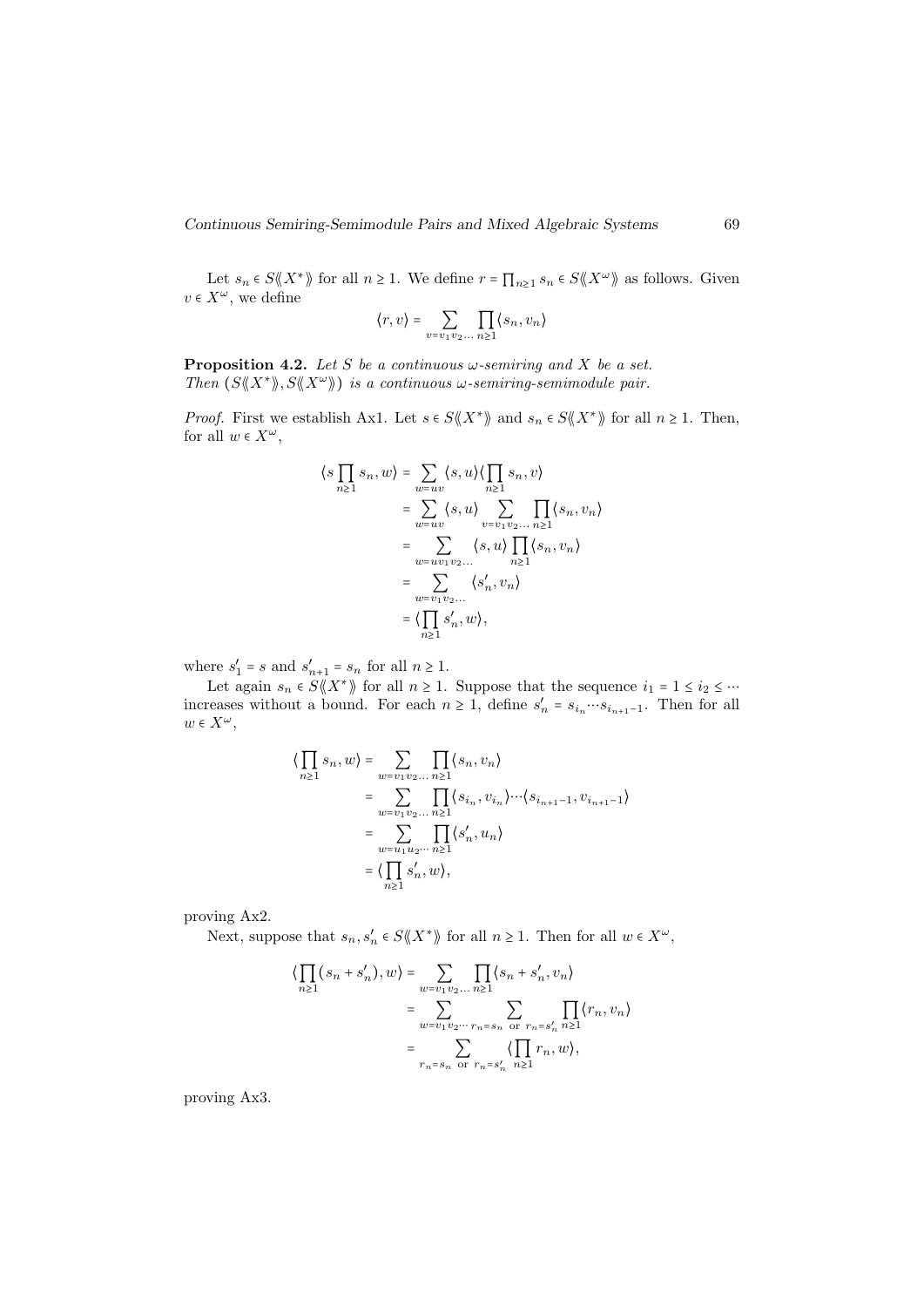Let $s_n \in S\langle\!\langle X^* \rangle\!\rangle$ for all $n \geq 1$. We define $r = \prod_{n \geq 1} s_n \in S\langle\!\langle X^\omega \rangle\!\rangle$ as follows. Given $v \in X^\omega$, we define

$$\langle r, v \rangle = \sum_{v = v_1 v_2 \ldots} \prod_{n \geq 1} \langle s_n, v_n \rangle$$

**Proposition 4.2.** *Let $S$ be a continuous $\omega$-semiring and $X$ be a set. Then $(S\langle\!\langle X^* \rangle\!\rangle, S\langle\!\langle X^\omega \rangle\!\rangle)$ is a continuous $\omega$-semiring-semimodule pair.*

*Proof.* First we establish Ax1. Let $s \in S\langle\!\langle X^* \rangle\!\rangle$ and $s_n \in S\langle\!\langle X^* \rangle\!\rangle$ for all $n \geq 1$. Then, for all $w \in X^\omega$,

$$\begin{aligned}
\langle s \prod_{n \geq 1} s_n, w \rangle &= \sum_{w = uv} \langle s, u \rangle \langle \prod_{n \geq 1} s_n, v \rangle \\
&= \sum_{w = uv} \langle s, u \rangle \sum_{v = v_1 v_2 \ldots} \prod_{n \geq 1} \langle s_n, v_n \rangle \\
&= \sum_{w = u v_1 v_2 \ldots} \langle s, u \rangle \prod_{n \geq 1} \langle s_n, v_n \rangle \\
&= \sum_{w = v_1 v_2 \ldots} \langle s'_n, v_n \rangle \\
&= \langle \prod_{n \geq 1} s'_n, w \rangle,
\end{aligned}$$

where $s'_1 = s$ and $s'_{n+1} = s_n$ for all $n \geq 1$.

Let again $s_n \in S\langle\!\langle X^* \rangle\!\rangle$ for all $n \geq 1$. Suppose that the sequence $i_1 = 1 \leq i_2 \leq \cdots$ increases without a bound. For each $n \geq 1$, define $s'_n = s_{i_n} \cdots s_{i_{n+1}-1}$. Then for all $w \in X^\omega$,

$$\begin{aligned}
\langle \prod_{n \geq 1} s_n, w \rangle &= \sum_{w = v_1 v_2 \ldots} \prod_{n \geq 1} \langle s_n, v_n \rangle \\
&= \sum_{w = v_1 v_2 \ldots} \prod_{n \geq 1} \langle s_{i_n}, v_{i_n} \rangle \cdots \langle s_{i_{n+1}-1}, v_{i_{n+1}-1} \rangle \\
&= \sum_{w = u_1 u_2 \cdots} \prod_{n \geq 1} \langle s'_n, u_n \rangle \\
&= \langle \prod_{n \geq 1} s'_n, w \rangle,
\end{aligned}$$

proving Ax2.

Next, suppose that $s_n, s'_n \in S\langle\!\langle X^* \rangle\!\rangle$ for all $n \geq 1$. Then for all $w \in X^\omega$,

$$\begin{aligned}
\langle \prod_{n \geq 1} (s_n + s'_n), w \rangle &= \sum_{w = v_1 v_2 \ldots} \prod_{n \geq 1} \langle s_n + s'_n, v_n \rangle \\
&= \sum_{w = v_1 v_2 \cdots} \sum_{r_n = s_n \text{ or } r_n = s'_n} \prod_{n \geq 1} \langle r_n, v_n \rangle \\
&= \sum_{r_n = s_n \text{ or } r_n = s'_n} \langle \prod_{n \geq 1} r_n, w \rangle,
\end{aligned}$$

proving Ax3.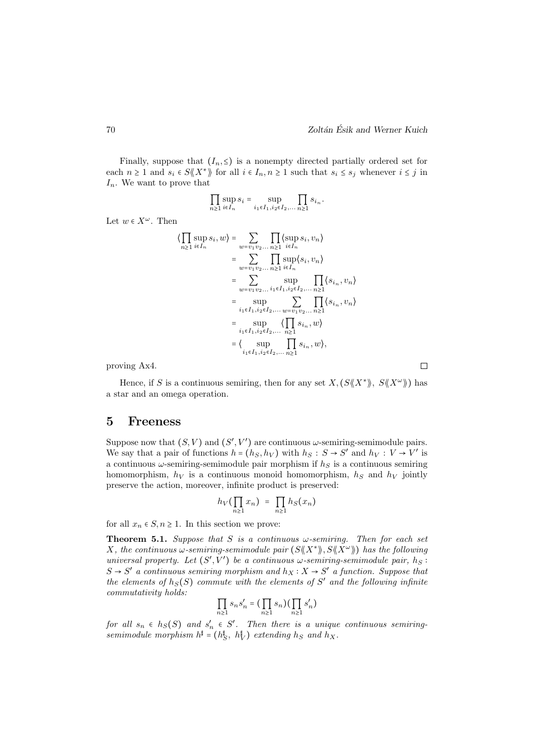Finally, suppose that $(I_n, \leq)$ is a nonempty directed partially ordered set for each $n \geq 1$ and $s_i \in S\langle\langle X^* \rangle\rangle$ for all $i \in I_n, n \geq 1$ such that $s_i \leq s_j$ whenever $i \leq j$ in $I_n$. We want to prove that

$$\prod_{n\geq 1} \sup_{i \in I_n} s_i = \sup_{i_1 \in I_1, i_2 \in I_2, \ldots} \prod_{n \geq 1} s_{i_n}.$$

Let $w \in X^\omega$. Then

$$\begin{aligned}
\langle \prod_{n\geq 1} \sup_{i \in I_n} s_i, w \rangle &= \sum_{w = v_1 v_2 \ldots} \prod_{n \geq 1} \langle \sup_{i \in I_n} s_i, v_n \rangle \\
&= \sum_{w = v_1 v_2 \ldots} \prod_{n \geq 1} \sup_{i \in I_n} \langle s_i, v_n \rangle \\
&= \sum_{w = v_1 v_2 \ldots} \sup_{i_1 \in I_1, i_2 \in I_2, \ldots} \prod_{n \geq 1} \langle s_{i_n}, v_n \rangle \\
&= \sup_{i_1 \in I_1, i_2 \in I_2, \ldots} \sum_{w = v_1 v_2 \ldots} \prod_{n \geq 1} \langle s_{i_n}, v_n \rangle \\
&= \sup_{i_1 \in I_1, i_2 \in I_2, \ldots} \langle \prod_{n \geq 1} s_{i_n}, w \rangle \\
&= \langle \sup_{i_1 \in I_1, i_2 \in I_2, \ldots} \prod_{n \geq 1} s_{i_n}, w \rangle,
\end{aligned}$$

proving Ax4. □

Hence, if $S$ is a continuous semiring, then for any set $X$, $(S\langle\langle X^* \rangle\rangle, S\langle\langle X^\omega \rangle\rangle)$ has a star and an omega operation.

## 5 Freeness

Suppose now that $(S, V)$ and $(S', V')$ are continuous $\omega$-semiring-semimodule pairs. We say that a pair of functions $h = (h_S, h_V)$ with $h_S : S \to S'$ and $h_V : V \to V'$ is a continuous $\omega$-semiring-semimodule pair morphism if $h_S$ is a continuous semiring homomorphism, $h_V$ is a continuous monoid homomorphism, $h_S$ and $h_V$ jointly preserve the action, moreover, infinite product is preserved:

$$h_V(\prod_{n\geq 1} x_n) = \prod_{n \geq 1} h_S(x_n)$$

for all $x_n \in S, n \geq 1$. In this section we prove:

**Theorem 5.1.** *Suppose that $S$ is a continuous $\omega$-semiring. Then for each set $X$, the continuous $\omega$-semiring-semimodule pair $(S\langle\langle X^* \rangle\rangle, S\langle\langle X^\omega \rangle\rangle)$ has the following universal property. Let $(S', V')$ be a continuous $\omega$-semiring-semimodule pair, $h_S : S \to S'$ a continuous semiring morphism and $h_X : X \to S'$ a function. Suppose that the elements of $h_S(S)$ commute with the elements of $S'$ and the following infinite commutativity holds:*

$$\prod_{n\geq 1} s_n s'_n = (\prod_{n \geq 1} s_n)(\prod_{n\geq 1} s'_n)$$

*for all $s_n \in h_S(S)$ and $s'_n \in S'$. Then there is a unique continuous semiring-semimodule morphism $h^\sharp = (h^\sharp_S, h^\sharp_V)$ extending $h_S$ and $h_X$.*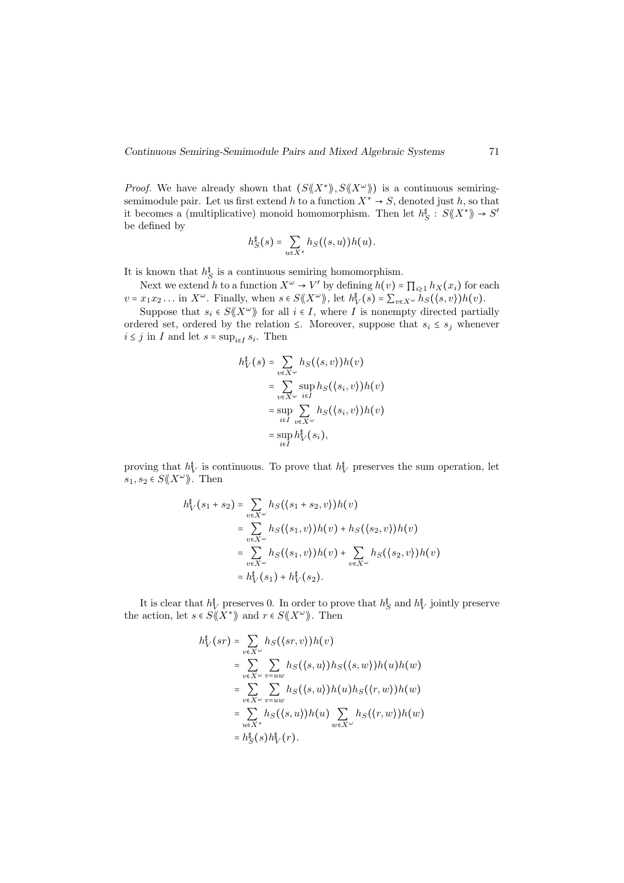*Proof.* We have already shown that $(S\langle\langle X^*\rangle\rangle, S\langle\langle X^\omega\rangle\rangle)$ is a continuous semiring-semimodule pair. Let us first extend $h$ to a function $X^* \to S$, denoted just $h$, so that it becomes a (multiplicative) monoid homomorphism. Then let $h^\sharp_S : S\langle\langle X^*\rangle\rangle \to S'$ be defined by

$$h^\sharp_S(s) = \sum_{u \in X^*} h_S(\langle s, u\rangle) h(u).$$

It is known that $h^\sharp_S$ is a continuous semiring homomorphism.

Next we extend $h$ to a function $X^\omega \to V'$ by defining $h(v) = \prod_{i \geq 1} h_X(x_i)$ for each $v = x_1 x_2 \ldots$ in $X^\omega$. Finally, when $s \in S\langle\langle X^\omega\rangle\rangle$, let $h^\sharp_V(s) = \sum_{v \in X^\omega} h_S(\langle s, v\rangle) h(v)$.

Suppose that $s_i \in S\langle\langle X^\omega\rangle\rangle$ for all $i \in I$, where $I$ is nonempty directed partially ordered set, ordered by the relation $\leq$. Moreover, suppose that $s_i \leq s_j$ whenever $i \leq j$ in $I$ and let $s = \sup_{i \in I} s_i$. Then

$$\begin{aligned}
h^\sharp_V(s) &= \sum_{v \in X^\omega} h_S(\langle s, v\rangle) h(v) \\
&= \sum_{v \in X^\omega} \sup_{i \in I} h_S(\langle s_i, v\rangle) h(v) \\
&= \sup_{i \in I} \sum_{v \in X^\omega} h_S(\langle s_i, v\rangle) h(v) \\
&= \sup_{i \in I} h^\sharp_V(s_i),
\end{aligned}$$

proving that $h^\sharp_V$ is continuous. To prove that $h^\sharp_V$ preserves the sum operation, let $s_1, s_2 \in S\langle\langle X^\omega\rangle\rangle$. Then

$$\begin{aligned}
h^\sharp_V(s_1 + s_2) &= \sum_{v \in X^\omega} h_S(\langle s_1 + s_2, v\rangle) h(v) \\
&= \sum_{v \in X^\omega} h_S(\langle s_1, v\rangle) h(v) + h_S(\langle s_2, v\rangle) h(v) \\
&= \sum_{v \in X^\omega} h_S(\langle s_1, v\rangle) h(v) + \sum_{v \in X^\omega} h_S(\langle s_2, v\rangle) h(v) \\
&= h^\sharp_V(s_1) + h^\sharp_V(s_2).
\end{aligned}$$

It is clear that $h^\sharp_V$ preserves 0. In order to prove that $h^\sharp_S$ and $h^\sharp_V$ jointly preserve the action, let $s \in S\langle\langle X^*\rangle\rangle$ and $r \in S\langle\langle X^\omega\rangle\rangle$. Then

$$\begin{aligned}
h^\sharp_V(sr) &= \sum_{v \in X^\omega} h_S(\langle sr, v\rangle) h(v) \\
&= \sum_{v \in X^\omega} \sum_{v = uw} h_S(\langle s, u\rangle) h_S(\langle s, w\rangle) h(u) h(w) \\
&= \sum_{v \in X^\omega} \sum_{v = uw} h_S(\langle s, u\rangle) h(u) h_S(\langle r, w\rangle) h(w) \\
&= \sum_{u \in X^*} h_S(\langle s, u\rangle) h(u) \sum_{w \in X^\omega} h_S(\langle r, w\rangle) h(w) \\
&= h^\sharp_S(s) h^\sharp_V(r).
\end{aligned}$$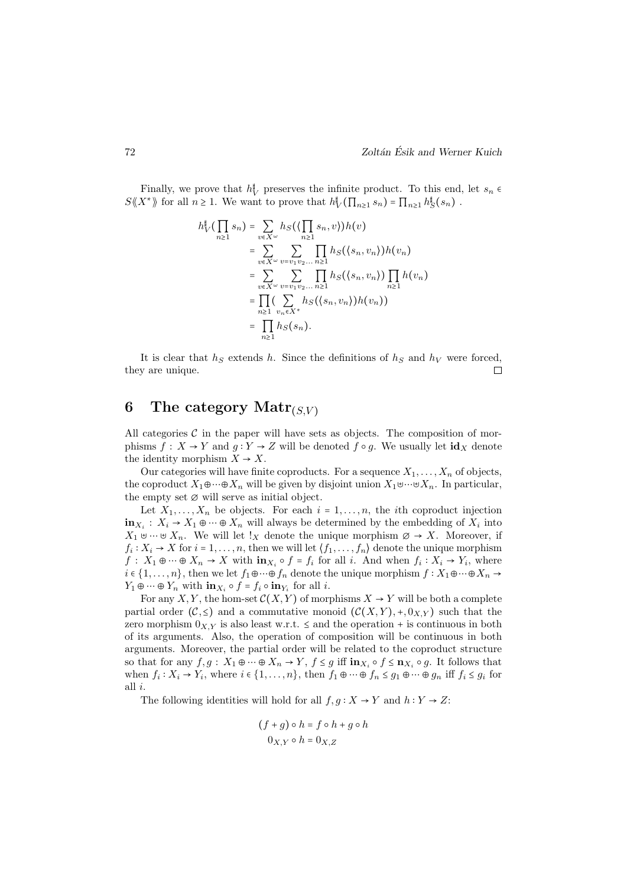Finally, we prove that $h_V^\sharp$ preserves the infinite product. To this end, let $s_n \in S\langle\!\langle X^* \rangle\!\rangle$ for all $n \geq 1$. We want to prove that $h_V^\sharp(\prod_{n\geq 1} s_n) = \prod_{n \geq 1} h_S^\sharp(s_n)$ .

$$
\begin{aligned}
h_V^\sharp(\prod_{n\geq 1} s_n) &= \sum_{v \in X^\omega} h_S((\prod_{n\geq 1} s_n, v))h(v) \\
&= \sum_{v\in X^\omega} \sum_{v = v_1 v_2 \ldots} \prod_{n \geq 1} h_S((s_n, v_n))h(v_n) \\
&= \sum_{v\in X^\omega} \sum_{v = v_1 v_2 \ldots} \prod_{n \geq 1} h_S((s_n, v_n)) \prod_{n\geq 1} h(v_n) \\
&= \prod_{n\geq 1} ( \sum_{v_n \in X^*} h_S((s_n, v_n))h(v_n)) \\
&= \prod_{n \geq 1} h_S(s_n).
\end{aligned}
$$

It is clear that $h_S$ extends $h$. Since the definitions of $h_S$ and $h_V$ were forced, they are unique. ☐

# 6 The category $\mathbf{Matr}_{(S,V)}$

All categories $\mathcal{C}$ in the paper will have sets as objects. The composition of morphisms $f : X \to Y$ and $g : Y \to Z$ will be denoted $f \circ g$. We usually let $\mathbf{id}_X$ denote the identity morphism $X \to X$.

Our categories will have finite coproducts. For a sequence $X_1, \ldots, X_n$ of objects, the coproduct $X_1 \oplus \cdots \oplus X_n$ will be given by disjoint union $X_1 \uplus \cdots \uplus X_n$. In particular, the empty set $\varnothing$ will serve as initial object.

Let $X_1, \ldots, X_n$ be objects. For each $i = 1, \ldots, n$, the $i$th coproduct injection $\mathbf{in}_{X_i} : X_i \to X_1 \oplus \cdots \oplus X_n$ will always be determined by the embedding of $X_i$ into $X_1 \uplus \cdots \uplus X_n$. We will let $!_X$ denote the unique morphism $\varnothing \to X$. Moreover, if $f_i : X_i \to X$ for $i = 1, \ldots, n$, then we will let $\langle f_1, \ldots, f_n \rangle$ denote the unique morphism $f : X_1 \oplus \cdots \oplus X_n \to X$ with $\mathbf{in}_{X_i} \circ f = f_i$ for all $i$. And when $f_i : X_i \to Y_i$, where $i \in \{1, \ldots, n\}$, then we let $f_1 \oplus \cdots \oplus f_n$ denote the unique morphism $f : X_1 \oplus \cdots \oplus X_n \to Y_1 \oplus \cdots \oplus Y_n$ with $\mathbf{in}_{X_i} \circ f = f_i \circ \mathbf{in}_{Y_i}$ for all $i$.

For any $X, Y$, the hom-set $\mathcal{C}(X, Y)$ of morphisms $X \to Y$ will be both a complete partial order $(\mathcal{C}, \leq)$ and a commutative monoid $(\mathcal{C}(X, Y), +, 0_{X,Y})$ such that the zero morphism $0_{X,Y}$ is also least w.r.t. $\leq$ and the operation $+$ is continuous in both of its arguments. Also, the operation of composition will be continuous in both arguments. Moreover, the partial order will be related to the coproduct structure so that for any $f, g : X_1 \oplus \cdots \oplus X_n \to Y$, $f \leq g$ iff $\mathbf{in}_{X_i} \circ f \leq \mathbf{n}_{X_i} \circ g$. It follows that when $f_i : X_i \to Y_i$, where $i \in \{1, \ldots, n\}$, then $f_1 \oplus \cdots \oplus f_n \leq g_1 \oplus \cdots \oplus g_n$ iff $f_i \leq g_i$ for all $i$.

The following identities will hold for all $f, g : X \to Y$ and $h : Y \to Z$:

$$
\begin{aligned}
(f + g) \circ h &= f \circ h + g \circ h \\
0_{X,Y} \circ h &= 0_{X,Z}
\end{aligned}
$$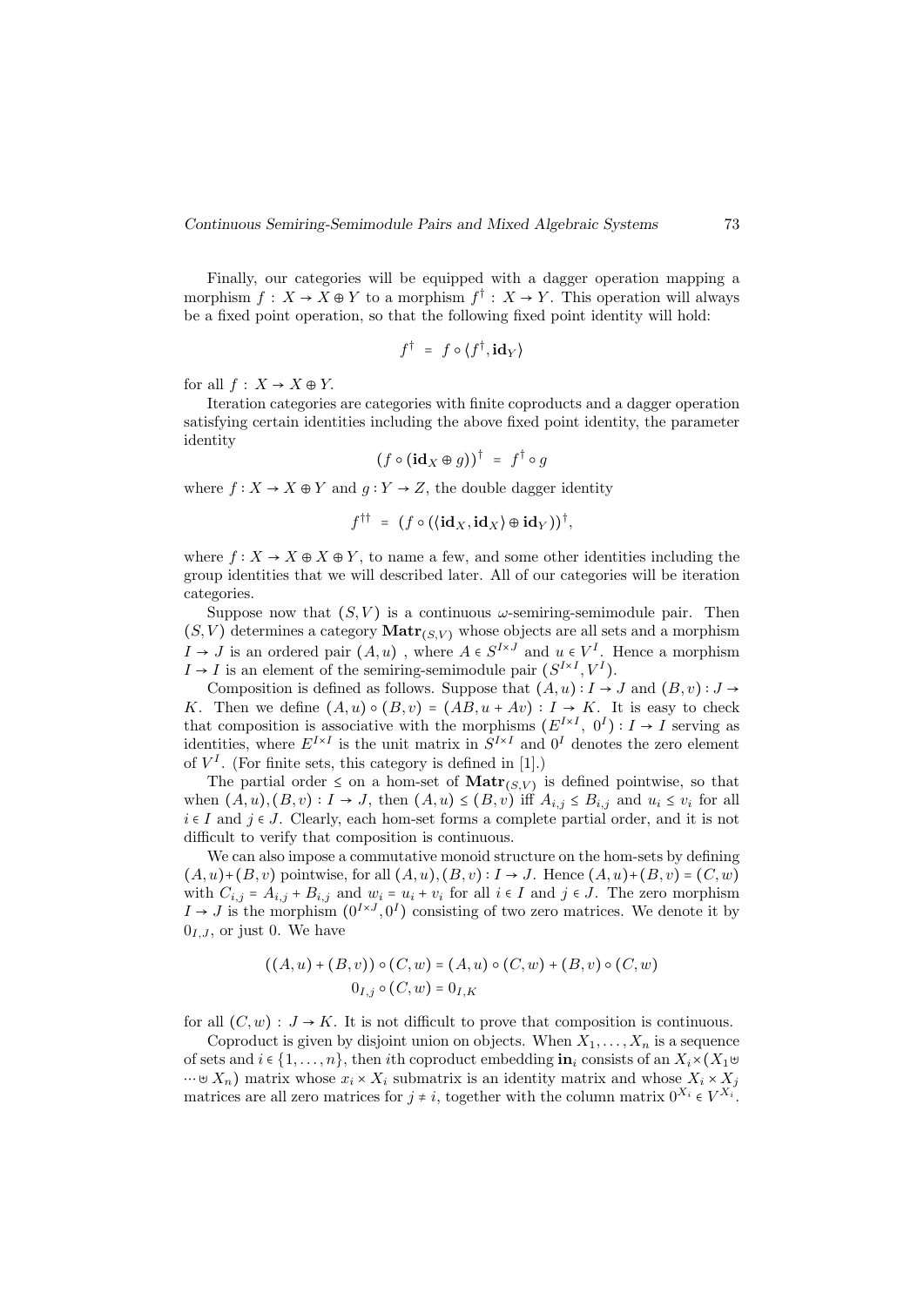Finally, our categories will be equipped with a dagger operation mapping a morphism $f : X \to X \oplus Y$ to a morphism $f^\dagger : X \to Y$. This operation will always be a fixed point operation, so that the following fixed point identity will hold:

$$f^\dagger = f \circ \langle f^\dagger, \mathbf{id}_Y \rangle$$

for all $f : X \to X \oplus Y$.

Iteration categories are categories with finite coproducts and a dagger operation satisfying certain identities including the above fixed point identity, the parameter identity

$$(f \circ (\mathbf{id}_X \oplus g))^\dagger = f^\dagger \circ g$$

where $f : X \to X \oplus Y$ and $g : Y \to Z$, the double dagger identity

$$f^{\dagger\dagger} = (f \circ (\langle \mathbf{id}_X, \mathbf{id}_X \rangle \oplus \mathbf{id}_Y))^\dagger,$$

where $f : X \to X \oplus X \oplus Y$, to name a few, and some other identities including the group identities that we will described later. All of our categories will be iteration categories.

Suppose now that $(S, V)$ is a continuous $\omega$-semiring-semimodule pair. Then $(S, V)$ determines a category $\mathbf{Matr}_{(S,V)}$ whose objects are all sets and a morphism $I \to J$ is an ordered pair $(A, u)$ , where $A \in S^{I \times J}$ and $u \in V^I$. Hence a morphism $I \to I$ is an element of the semiring-semimodule pair $(S^{I \times I}, V^I)$.

Composition is defined as follows. Suppose that $(A, u) : I \to J$ and $(B, v) : J \to K$. Then we define $(A, u) \circ (B, v) = (AB, u + Av) : I \to K$. It is easy to check that composition is associative with the morphisms $(E^{I \times I},\ 0^I) : I \to I$ serving as identities, where $E^{I \times I}$ is the unit matrix in $S^{I \times I}$ and $0^I$ denotes the zero element of $V^I$. (For finite sets, this category is defined in [1].)

The partial order $\leq$ on a hom-set of $\mathbf{Matr}_{(S,V)}$ is defined pointwise, so that when $(A, u), (B, v) : I \to J$, then $(A, u) \leq (B, v)$ iff $A_{i,j} \leq B_{i,j}$ and $u_i \leq v_i$ for all $i \in I$ and $j \in J$. Clearly, each hom-set forms a complete partial order, and it is not difficult to verify that composition is continuous.

We can also impose a commutative monoid structure on the hom-sets by defining $(A, u) + (B, v)$ pointwise, for all $(A, u), (B, v) : I \to J$. Hence $(A, u) + (B, v) = (C, w)$ with $C_{i,j} = A_{i,j} + B_{i,j}$ and $w_i = u_i + v_i$ for all $i \in I$ and $j \in J$. The zero morphism $I \to J$ is the morphism $(0^{I \times J}, 0^I)$ consisting of two zero matrices. We denote it by $0_{I,J}$, or just 0. We have

$$((A, u) + (B, v)) \circ (C, w) = (A, u) \circ (C, w) + (B, v) \circ (C, w)$$
$$0_{I,j} \circ (C, w) = 0_{I,K}$$

for all $(C, w) : J \to K$. It is not difficult to prove that composition is continuous.

Coproduct is given by disjoint union on objects. When $X_1, \ldots, X_n$ is a sequence of sets and $i \in \{1, \ldots, n\}$, then $i$th coproduct embedding $\mathbf{in}_i$ consists of an $X_i \times (X_1 \uplus \cdots \uplus X_n)$ matrix whose $x_i \times X_i$ submatrix is an identity matrix and whose $X_i \times X_j$ matrices are all zero matrices for $j \neq i$, together with the column matrix $0^{X_i} \in V^{X_i}$.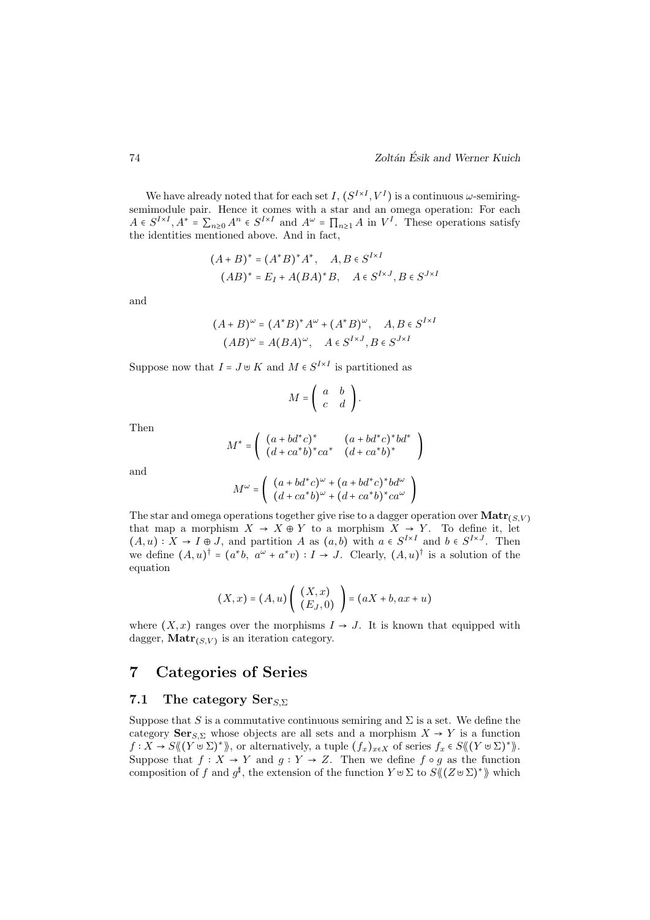We have already noted that for each set $I$, $(S^{I\times I}, V^I)$ is a continuous $\omega$-semiring-semimodule pair. Hence it comes with a star and an omega operation: For each $A \in S^{I\times I}$, $A^* = \sum_{n\geq 0} A^n \in S^{I\times I}$ and $A^\omega = \prod_{n\geq 1} A$ in $V^I$. These operations satisfy the identities mentioned above. And in fact,

$$(A+B)^* = (A^*B)^*A^*, \quad A, B \in S^{I\times I}$$
$$(AB)^* = E_I + A(BA)^*B, \quad A \in S^{I\times J}, B \in S^{J\times I}$$

and

$$(A+B)^\omega = (A^*B)^*A^\omega + (A^*B)^\omega, \quad A, B \in S^{I\times I}$$
$$(AB)^\omega = A(BA)^\omega, \quad A \in S^{I\times J}, B \in S^{J\times I}$$

Suppose now that $I = J \uplus K$ and $M \in S^{I\times I}$ is partitioned as

$$M = \begin{pmatrix} a & b \\ c & d \end{pmatrix}.$$

Then

$$M^* = \begin{pmatrix} (a+bd^*c)^* & (a+bd^*c)^*bd^* \\ (d+ca^*b)^*ca^* & (d+ca^*b)^* \end{pmatrix}$$

and

$$M^\omega = \begin{pmatrix} (a+bd^*c)^\omega + (a+bd^*c)^*bd^\omega \\ (d+ca^*b)^\omega + (d+ca^*b)^*ca^\omega \end{pmatrix}$$

The star and omega operations together give rise to a dagger operation over $\mathbf{Matr}_{(S,V)}$ that map a morphism $X \to X \oplus Y$ to a morphism $X \to Y$. To define it, let $(A, u) : X \to I \oplus J$, and partition $A$ as $(a, b)$ with $a \in S^{I\times I}$ and $b \in S^{I\times J}$. Then we define $(A, u)^\dagger = (a^*b,\ a^\omega + a^*v) : I \to J$. Clearly, $(A, u)^\dagger$ is a solution of the equation

$$(X, x) = (A, u)\begin{pmatrix} (X, x) \\ (E_J, 0) \end{pmatrix} = (aX + b, ax + u)$$

where $(X, x)$ ranges over the morphisms $I \to J$. It is known that equipped with dagger, $\mathbf{Matr}_{(S,V)}$ is an iteration category.

# 7 Categories of Series

## 7.1 The category $\mathbf{Ser}_{S,\Sigma}$

Suppose that $S$ is a commutative continuous semiring and $\Sigma$ is a set. We define the category $\mathbf{Ser}_{S,\Sigma}$ whose objects are all sets and a morphism $X \to Y$ is a function $f : X \to S\langle\langle (Y \uplus \Sigma)^* \rangle\rangle$, or alternatively, a tuple $(f_x)_{x\in X}$ of series $f_x \in S\langle\langle (Y \uplus \Sigma)^* \rangle\rangle$. Suppose that $f : X \to Y$ and $g : Y \to Z$. Then we define $f \circ g$ as the function composition of $f$ and $g^\sharp$, the extension of the function $Y \uplus \Sigma$ to $S\langle\langle (Z \uplus \Sigma)^* \rangle\rangle$ which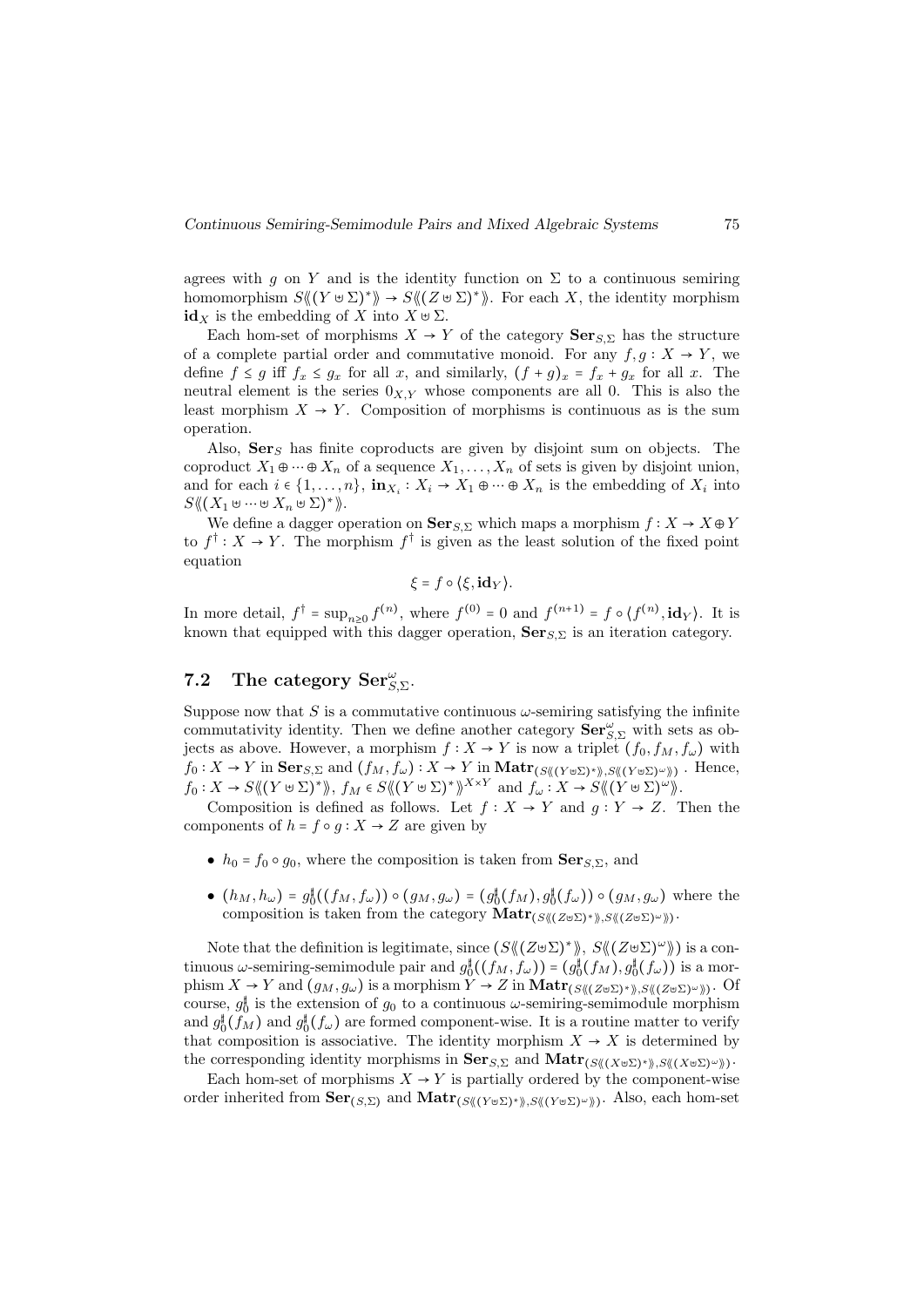agrees with $g$ on $Y$ and is the identity function on $\Sigma$ to a continuous semiring homomorphism $S\langle\langle (Y \uplus \Sigma)^* \rangle\rangle \to S\langle\langle (Z \uplus \Sigma)^* \rangle\rangle$. For each $X$, the identity morphism $\mathbf{id}_X$ is the embedding of $X$ into $X \uplus \Sigma$.

Each hom-set of morphisms $X \to Y$ of the category $\mathbf{Ser}_{S,\Sigma}$ has the structure of a complete partial order and commutative monoid. For any $f, g : X \to Y$, we define $f \le g$ iff $f_x \le g_x$ for all $x$, and similarly, $(f + g)_x = f_x + g_x$ for all $x$. The neutral element is the series $0_{X,Y}$ whose components are all 0. This is also the least morphism $X \to Y$. Composition of morphisms is continuous as is the sum operation.

Also, $\mathbf{Ser}_S$ has finite coproducts are given by disjoint sum on objects. The coproduct $X_1 \oplus \cdots \oplus X_n$ of a sequence $X_1, \ldots, X_n$ of sets is given by disjoint union, and for each $i \in \{1, \ldots, n\}$, $\mathbf{in}_{X_i} : X_i \to X_1 \oplus \cdots \oplus X_n$ is the embedding of $X_i$ into $S\langle\langle (X_1 \uplus \cdots \uplus X_n \uplus \Sigma)^* \rangle\rangle$.

We define a dagger operation on $\mathbf{Ser}_{S,\Sigma}$ which maps a morphism $f : X \to X \oplus Y$ to $f^\dagger : X \to Y$. The morphism $f^\dagger$ is given as the least solution of the fixed point equation

$$\xi = f \circ \langle \xi, \mathbf{id}_Y \rangle.$$

In more detail, $f^\dagger = \sup_{n \ge 0} f^{(n)}$, where $f^{(0)} = 0$ and $f^{(n+1)} = f \circ \langle f^{(n)}, \mathbf{id}_Y \rangle$. It is known that equipped with this dagger operation, $\mathbf{Ser}_{S,\Sigma}$ is an iteration category.

## 7.2 The category $\mathbf{Ser}^\omega_{S,\Sigma}$.

Suppose now that $S$ is a commutative continuous $\omega$-semiring satisfying the infinite commutativity identity. Then we define another category $\mathbf{Ser}^\omega_{S,\Sigma}$ with sets as objects as above. However, a morphism $f : X \to Y$ is now a triplet $(f_0, f_M, f_\omega)$ with $f_0 : X \to Y$ in $\mathbf{Ser}_{S,\Sigma}$ and $(f_M, f_\omega) : X \to Y$ in $\mathbf{Matr}_{(S\langle\langle (Y \uplus \Sigma)^* \rangle\rangle, S\langle\langle (Y \uplus \Sigma)^\omega \rangle\rangle)}$. Hence, $f_0 : X \to S\langle\langle (Y \uplus \Sigma)^* \rangle\rangle$, $f_M \in S\langle\langle (Y \uplus \Sigma)^* \rangle\rangle^{X \times Y}$ and $f_\omega : X \to S\langle\langle (Y \uplus \Sigma)^\omega \rangle\rangle$.

Composition is defined as follows. Let $f : X \to Y$ and $g : Y \to Z$. Then the components of $h = f \circ g : X \to Z$ are given by

- $h_0 = f_0 \circ g_0$, where the composition is taken from $\mathbf{Ser}_{S,\Sigma}$, and
- $(h_M, h_\omega) = g_0^\sharp((f_M, f_\omega)) \circ (g_M, g_\omega) = (g_0^\sharp(f_M), g_0^\sharp(f_\omega)) \circ (g_M, g_\omega)$ where the composition is taken from the category $\mathbf{Matr}_{(S\langle\langle (Z \uplus \Sigma)^* \rangle\rangle, S\langle\langle (Z \uplus \Sigma)^\omega \rangle\rangle)}$.

Note that the definition is legitimate, since $(S\langle\langle (Z \uplus \Sigma)^* \rangle\rangle,\ S\langle\langle (Z \uplus \Sigma)^\omega \rangle\rangle)$ is a continuous $\omega$-semiring-semimodule pair and $g_0^\sharp((f_M, f_\omega)) = (g_0^\sharp(f_M), g_0^\sharp(f_\omega))$ is a morphism $X \to Y$ and $(g_M, g_\omega)$ is a morphism $Y \to Z$ in $\mathbf{Matr}_{(S\langle\langle (Z \uplus \Sigma)^* \rangle\rangle, S\langle\langle (Z \uplus \Sigma)^\omega \rangle\rangle)}$. Of course, $g_0^\sharp$ is the extension of $g_0$ to a continuous $\omega$-semiring-semimodule morphism and $g_0^\sharp(f_M)$ and $g_0^\sharp(f_\omega)$ are formed component-wise. It is a routine matter to verify that composition is associative. The identity morphism $X \to X$ is determined by the corresponding identity morphisms in $\mathbf{Ser}_{S,\Sigma}$ and $\mathbf{Matr}_{(S\langle\langle (X \uplus \Sigma)^* \rangle\rangle, S\langle\langle (X \uplus \Sigma)^\omega \rangle\rangle)}$.

Each hom-set of morphisms $X \to Y$ is partially ordered by the component-wise order inherited from $\mathbf{Ser}_{(S,\Sigma)}$ and $\mathbf{Matr}_{(S\langle\langle (Y \uplus \Sigma)^* \rangle\rangle, S\langle\langle (Y \uplus \Sigma)^\omega \rangle\rangle)}$. Also, each hom-set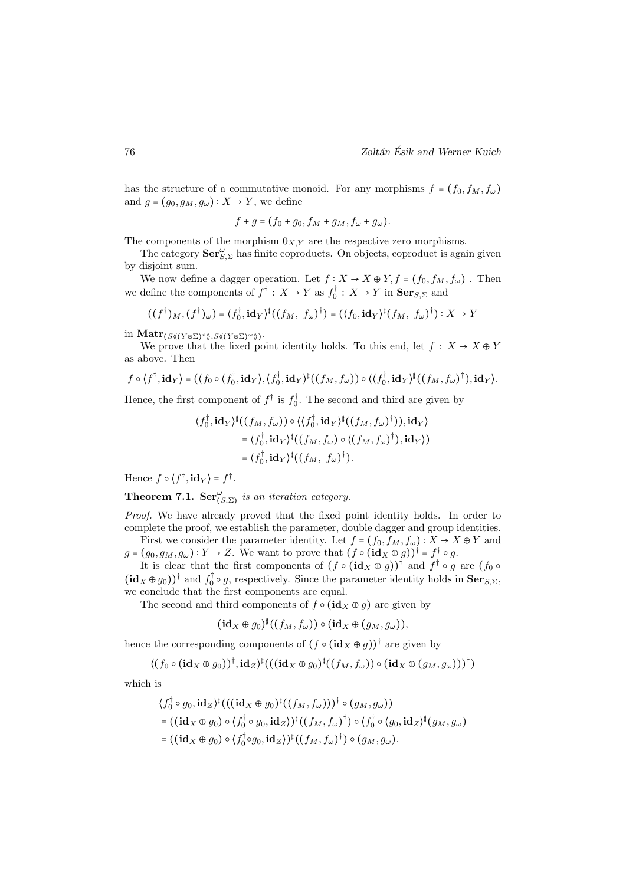has the structure of a commutative monoid. For any morphisms $f = (f_0, f_M, f_\omega)$ and $g = (g_0, g_M, g_\omega) : X \to Y$, we define

$$f + g = (f_0 + g_0, f_M + g_M, f_\omega + g_\omega).$$

The components of the morphism $0_{X,Y}$ are the respective zero morphisms.

The category $\mathbf{Ser}^\omega_{S,\Sigma}$ has finite coproducts. On objects, coproduct is again given by disjoint sum.

We now define a dagger operation. Let $f : X \to X \oplus Y, f = (f_0, f_M, f_\omega)$ . Then we define the components of $f^\dagger : X \to Y$ as $f_0^\dagger : X \to Y$ in $\mathbf{Ser}_{S,\Sigma}$ and

$$((f^\dagger)_M, (f^\dagger)_\omega) = \langle f_0^\dagger, \mathbf{id}_Y\rangle^\sharp((f_M,\ f_\omega)^\dagger) = (\langle f_0, \mathbf{id}_Y\rangle^\sharp(f_M,\ f_\omega)^\dagger) : X \to Y$$

in $\mathbf{Matr}_{(S\langle\langle (Y\uplus\Sigma)^*\rangle\rangle, S\langle\langle (Y\uplus\Sigma)^\omega\rangle\rangle)}$.

We prove that the fixed point identity holds. To this end, let $f : X \to X \oplus Y$ as above. Then

$$f \circ \langle f^\dagger, \mathbf{id}_Y\rangle = (\langle f_0 \circ \langle f_0^\dagger, \mathbf{id}_Y\rangle, \langle f_0^\dagger, \mathbf{id}_Y\rangle^\sharp((f_M, f_\omega)) \circ \langle\langle f_0^\dagger, \mathbf{id}_Y\rangle^\sharp((f_M, f_\omega)^\dagger), \mathbf{id}_Y\rangle.$$

Hence, the first component of $f^\dagger$ is $f_0^\dagger$. The second and third are given by

$$\begin{aligned}
&\langle f_0^\dagger, \mathbf{id}_Y\rangle^\sharp((f_M, f_\omega)) \circ \langle\langle f_0^\dagger, \mathbf{id}_Y\rangle^\sharp((f_M, f_\omega)^\dagger)), \mathbf{id}_Y\rangle \\
&\quad = \langle f_0^\dagger, \mathbf{id}_Y\rangle^\sharp((f_M, f_\omega) \circ \langle (f_M, f_\omega)^\dagger), \mathbf{id}_Y\rangle) \\
&\quad = \langle f_0^\dagger, \mathbf{id}_Y\rangle^\sharp((f_M,\ f_\omega)^\dagger).
\end{aligned}$$

Hence $f \circ \langle f^\dagger, \mathbf{id}_Y\rangle = f^\dagger$.

**Theorem 7.1.** *$\mathbf{Ser}^\omega_{(S,\Sigma)}$ is an iteration category.*

*Proof.* We have already proved that the fixed point identity holds. In order to complete the proof, we establish the parameter, double dagger and group identities.

First we consider the parameter identity. Let $f = (f_0, f_M, f_\omega) : X \to X \oplus Y$ and $g = (g_0, g_M, g_\omega) : Y \to Z$. We want to prove that $(f \circ (\mathbf{id}_X \oplus g))^\dagger = f^\dagger \circ g$.

It is clear that the first components of $(f \circ (\mathbf{id}_X \oplus g))^\dagger$ and $f^\dagger \circ g$ are $(f_0 \circ (\mathbf{id}_X \oplus g_0))^\dagger$ and $f_0^\dagger \circ g$, respectively. Since the parameter identity holds in $\mathbf{Ser}_{S,\Sigma}$, we conclude that the first components are equal.

The second and third components of $f \circ (\mathbf{id}_X \oplus g)$ are given by

$$(\mathbf{id}_X \oplus g_0)^\sharp((f_M, f_\omega)) \circ (\mathbf{id}_X \oplus (g_M, g_\omega)),$$

hence the corresponding components of $(f \circ (\mathbf{id}_X \oplus g))^\dagger$ are given by

$$\langle (f_0 \circ (\mathbf{id}_X \oplus g_0))^\dagger, \mathbf{id}_Z\rangle^\sharp(((\mathbf{id}_X \oplus g_0)^\sharp((f_M, f_\omega)) \circ (\mathbf{id}_X \oplus (g_M, g_\omega)))^\dagger)$$

which is

$$\begin{aligned}
&\langle f_0^\dagger \circ g_0, \mathbf{id}_Z\rangle^\sharp(((\mathbf{id}_X \oplus g_0)^\sharp((f_M, f_\omega)))^\dagger \circ (g_M, g_\omega)) \\
&= ((\mathbf{id}_X \oplus g_0) \circ \langle f_0^\dagger \circ g_0, \mathbf{id}_Z\rangle)^\sharp((f_M, f_\omega)^\dagger) \circ \langle f_0^\dagger \circ \langle g_0, \mathbf{id}_Z\rangle^\sharp(g_M, g_\omega) \\
&= ((\mathbf{id}_X \oplus g_0) \circ \langle f_0^\dagger \circ g_0, \mathbf{id}_Z\rangle)^\sharp((f_M, f_\omega)^\dagger) \circ (g_M, g_\omega).
\end{aligned}$$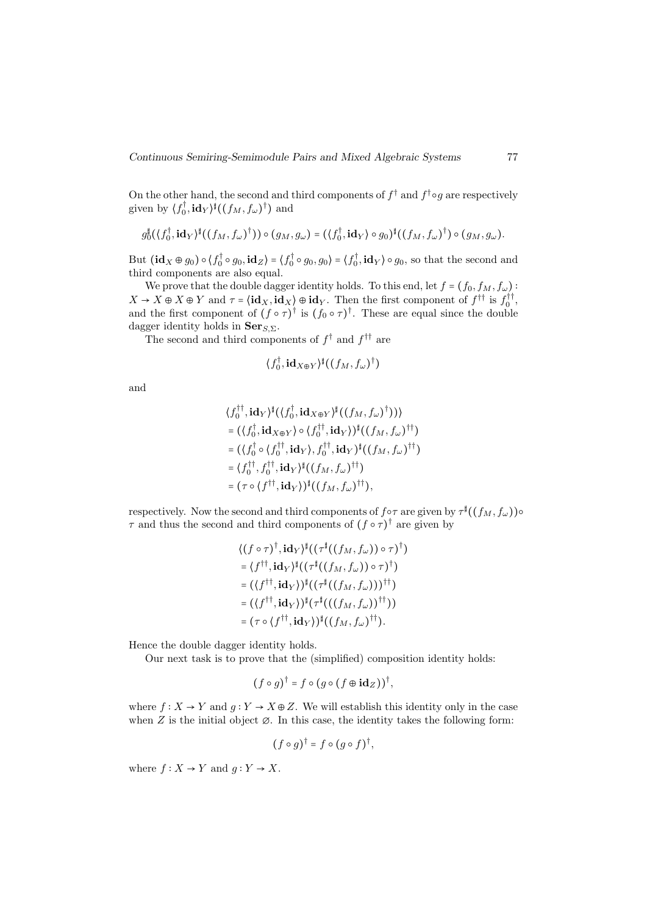On the other hand, the second and third components of $f^\dagger$ and $f^\dagger \circ g$ are respectively given by $\langle f_0^\dagger, \mathbf{id}_Y\rangle^\sharp((f_M, f_\omega)^\dagger)$ and

$$g_0^\sharp(\langle f_0^\dagger, \mathbf{id}_Y\rangle^\sharp((f_M, f_\omega)^\dagger)) \circ (g_M, g_\omega) = (\langle f_0^\dagger, \mathbf{id}_Y\rangle \circ g_0)^\sharp((f_M, f_\omega)^\dagger) \circ (g_M, g_\omega).$$

But $(\mathbf{id}_X \oplus g_0) \circ \langle f_0^\dagger \circ g_0, \mathbf{id}_Z\rangle = \langle f_0^\dagger \circ g_0, g_0\rangle = \langle f_0^\dagger, \mathbf{id}_Y\rangle \circ g_0$, so that the second and third components are also equal.

We prove that the double dagger identity holds. To this end, let $f = (f_0, f_M, f_\omega) : X \to X \oplus X \oplus Y$ and $\tau = \langle \mathbf{id}_X, \mathbf{id}_X\rangle \oplus \mathbf{id}_Y$. Then the first component of $f^{\dagger\dagger}$ is $f_0^{\dagger\dagger}$, and the first component of $(f \circ \tau)^\dagger$ is $(f_0 \circ \tau)^\dagger$. These are equal since the double dagger identity holds in $\mathbf{Ser}_{S,\Sigma}$.

The second and third components of $f^\dagger$ and $f^{\dagger\dagger}$ are

$$\langle f_0^\dagger, \mathbf{id}_{X\oplus Y}\rangle^\sharp((f_M, f_\omega)^\dagger)$$

and

$$\begin{aligned}
&\langle f_0^{\dagger\dagger}, \mathbf{id}_Y\rangle^\sharp(\langle f_0^\dagger, \mathbf{id}_{X\oplus Y}\rangle^\sharp((f_M, f_\omega)^\dagger)))\\
&= (\langle f_0^\dagger, \mathbf{id}_{X\oplus Y}\rangle \circ \langle f_0^{\dagger\dagger}, \mathbf{id}_Y\rangle)^\sharp((f_M, f_\omega)^{\dagger\dagger})\\
&= (\langle f_0^\dagger \circ \langle f_0^{\dagger\dagger}, \mathbf{id}_Y\rangle, f_0^{\dagger\dagger}, \mathbf{id}_Y\rangle^\sharp((f_M, f_\omega)^{\dagger\dagger})\\
&= \langle f_0^{\dagger\dagger}, f_0^{\dagger\dagger}, \mathbf{id}_Y\rangle^\sharp((f_M, f_\omega)^{\dagger\dagger})\\
&= (\tau \circ \langle f^{\dagger\dagger}, \mathbf{id}_Y\rangle)^\sharp((f_M, f_\omega)^{\dagger\dagger}),
\end{aligned}$$

respectively. Now the second and third components of $f \circ \tau$ are given by $\tau^\sharp((f_M, f_\omega)) \circ \tau$ and thus the second and third components of $(f \circ \tau)^\dagger$ are given by

$$\begin{aligned}
&\langle (f \circ \tau)^\dagger, \mathbf{id}_Y\rangle^\sharp((\tau^\sharp((f_M, f_\omega)) \circ \tau)^\dagger)\\
&= \langle f^{\dagger\dagger}, \mathbf{id}_Y\rangle^\sharp((\tau^\sharp((f_M, f_\omega)) \circ \tau)^\dagger)\\
&= (\langle f^{\dagger\dagger}, \mathbf{id}_Y\rangle)^\sharp((\tau^\sharp((f_M, f_\omega)))^{\dagger\dagger})\\
&= (\langle f^{\dagger\dagger}, \mathbf{id}_Y\rangle)^\sharp(\tau^\sharp(((f_M, f_\omega))^{\dagger\dagger}))\\
&= (\tau \circ \langle f^{\dagger\dagger}, \mathbf{id}_Y\rangle)^\sharp((f_M, f_\omega)^{\dagger\dagger}).
\end{aligned}$$

Hence the double dagger identity holds.

Our next task is to prove that the (simplified) composition identity holds:

$$(f \circ g)^\dagger = f \circ (g \circ (f \oplus \mathbf{id}_Z))^\dagger,$$

where $f : X \to Y$ and $g : Y \to X \oplus Z$. We will establish this identity only in the case when $Z$ is the initial object $\varnothing$. In this case, the identity takes the following form:

$$(f \circ g)^\dagger = f \circ (g \circ f)^\dagger,$$

where $f : X \to Y$ and $g : Y \to X$.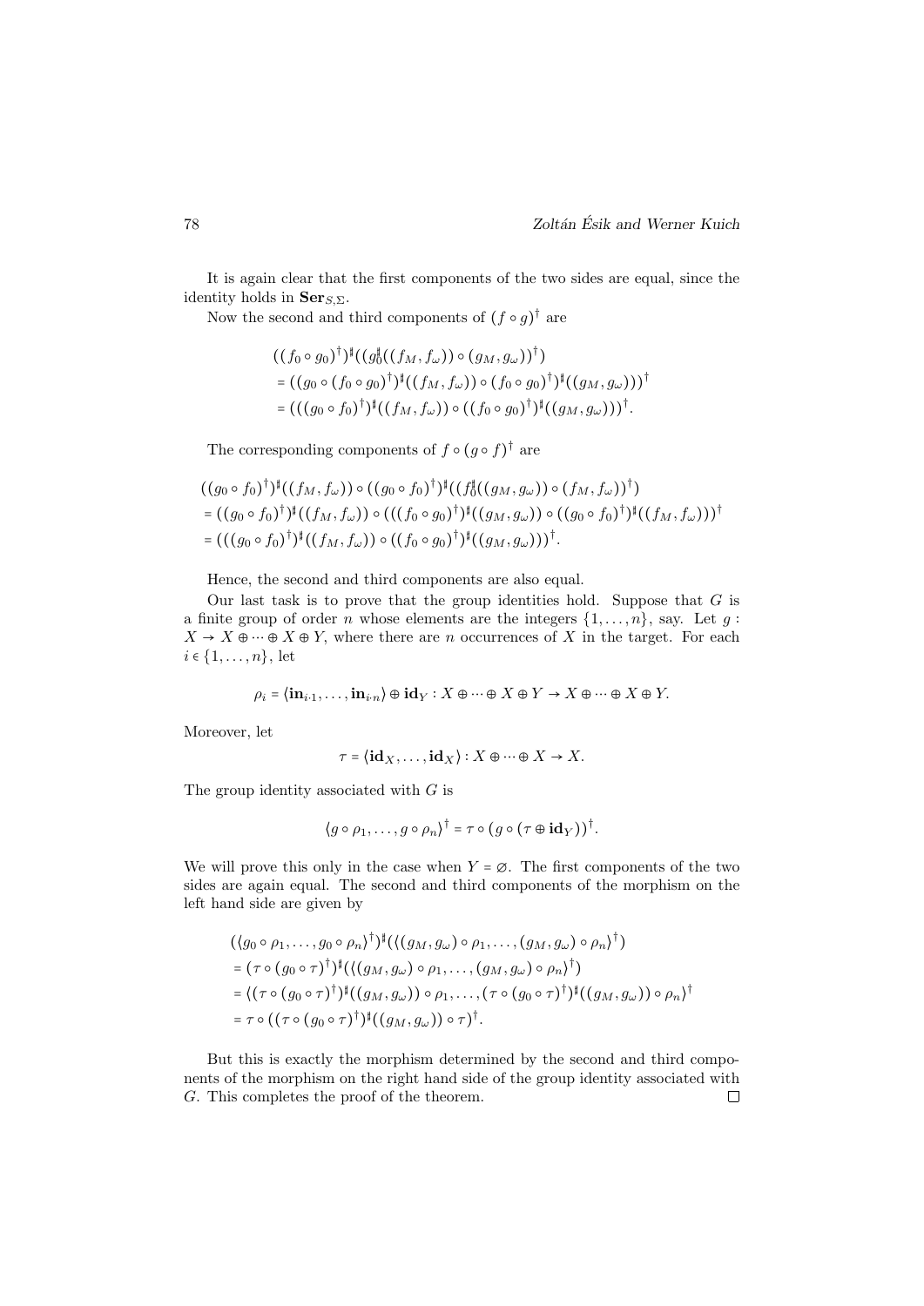It is again clear that the first components of the two sides are equal, since the identity holds in $\mathbf{Ser}_{S,\Sigma}$.

Now the second and third components of $(f \circ g)^\dagger$ are

$$
\begin{aligned}
&((f_0 \circ g_0)^\dagger)^\sharp((g_0^\sharp((f_M, f_\omega)) \circ (g_M, g_\omega))^\dagger) \\
&= ((g_0 \circ (f_0 \circ g_0)^\dagger)^\sharp((f_M, f_\omega)) \circ (f_0 \circ g_0)^\dagger)^\sharp((g_M, g_\omega)))^\dagger \\
&= (((g_0 \circ f_0)^\dagger)^\sharp((f_M, f_\omega)) \circ ((f_0 \circ g_0)^\dagger)^\sharp((g_M, g_\omega)))^\dagger.
\end{aligned}
$$

The corresponding components of $f \circ (g \circ f)^\dagger$ are

$$
\begin{aligned}
&((g_0 \circ f_0)^\dagger)^\sharp((f_M, f_\omega)) \circ ((g_0 \circ f_0)^\dagger)^\sharp((f_0^\sharp((g_M, g_\omega)) \circ (f_M, f_\omega))^\dagger) \\
&= ((g_0 \circ f_0)^\dagger)^\sharp((f_M, f_\omega)) \circ (((f_0 \circ g_0)^\dagger)^\sharp((g_M, g_\omega)) \circ ((g_0 \circ f_0)^\dagger)^\sharp((f_M, f_\omega)))^\dagger \\
&= (((g_0 \circ f_0)^\dagger)^\sharp((f_M, f_\omega)) \circ ((f_0 \circ g_0)^\dagger)^\sharp((g_M, g_\omega)))^\dagger.
\end{aligned}
$$

Hence, the second and third components are also equal.

Our last task is to prove that the group identities hold. Suppose that $G$ is a finite group of order $n$ whose elements are the integers $\{1, \ldots, n\}$, say. Let $g : X \to X \oplus \cdots \oplus X \oplus Y$, where there are $n$ occurrences of $X$ in the target. For each $i \in \{1, \ldots, n\}$, let

$$
\rho_i = \langle \mathbf{in}_{i \cdot 1}, \ldots, \mathbf{in}_{i \cdot n} \rangle \oplus \mathbf{id}_Y : X \oplus \cdots \oplus X \oplus Y \to X \oplus \cdots \oplus X \oplus Y.
$$

Moreover, let

$$
\tau = \langle \mathbf{id}_X, \ldots, \mathbf{id}_X \rangle : X \oplus \cdots \oplus X \to X.
$$

The group identity associated with $G$ is

$$
\langle g \circ \rho_1, \ldots, g \circ \rho_n \rangle^\dagger = \tau \circ (g \circ (\tau \oplus \mathbf{id}_Y))^\dagger.
$$

We will prove this only in the case when $Y = \varnothing$. The first components of the two sides are again equal. The second and third components of the morphism on the left hand side are given by

$$
\begin{aligned}
&(\langle g_0 \circ \rho_1, \ldots, g_0 \circ \rho_n \rangle^\dagger)^\sharp(\langle (g_M, g_\omega) \circ \rho_1, \ldots, (g_M, g_\omega) \circ \rho_n \rangle^\dagger) \\
&= (\tau \circ (g_0 \circ \tau)^\dagger)^\sharp(\langle (g_M, g_\omega) \circ \rho_1, \ldots, (g_M, g_\omega) \circ \rho_n \rangle^\dagger) \\
&= \langle (\tau \circ (g_0 \circ \tau)^\dagger)^\sharp((g_M, g_\omega)) \circ \rho_1, \ldots, (\tau \circ (g_0 \circ \tau)^\dagger)^\sharp((g_M, g_\omega)) \circ \rho_n \rangle^\dagger \\
&= \tau \circ ((\tau \circ (g_0 \circ \tau)^\dagger)^\sharp((g_M, g_\omega)) \circ \tau)^\dagger.
\end{aligned}
$$

But this is exactly the morphism determined by the second and third components of the morphism on the right hand side of the group identity associated with $G$. This completes the proof of the theorem. ∎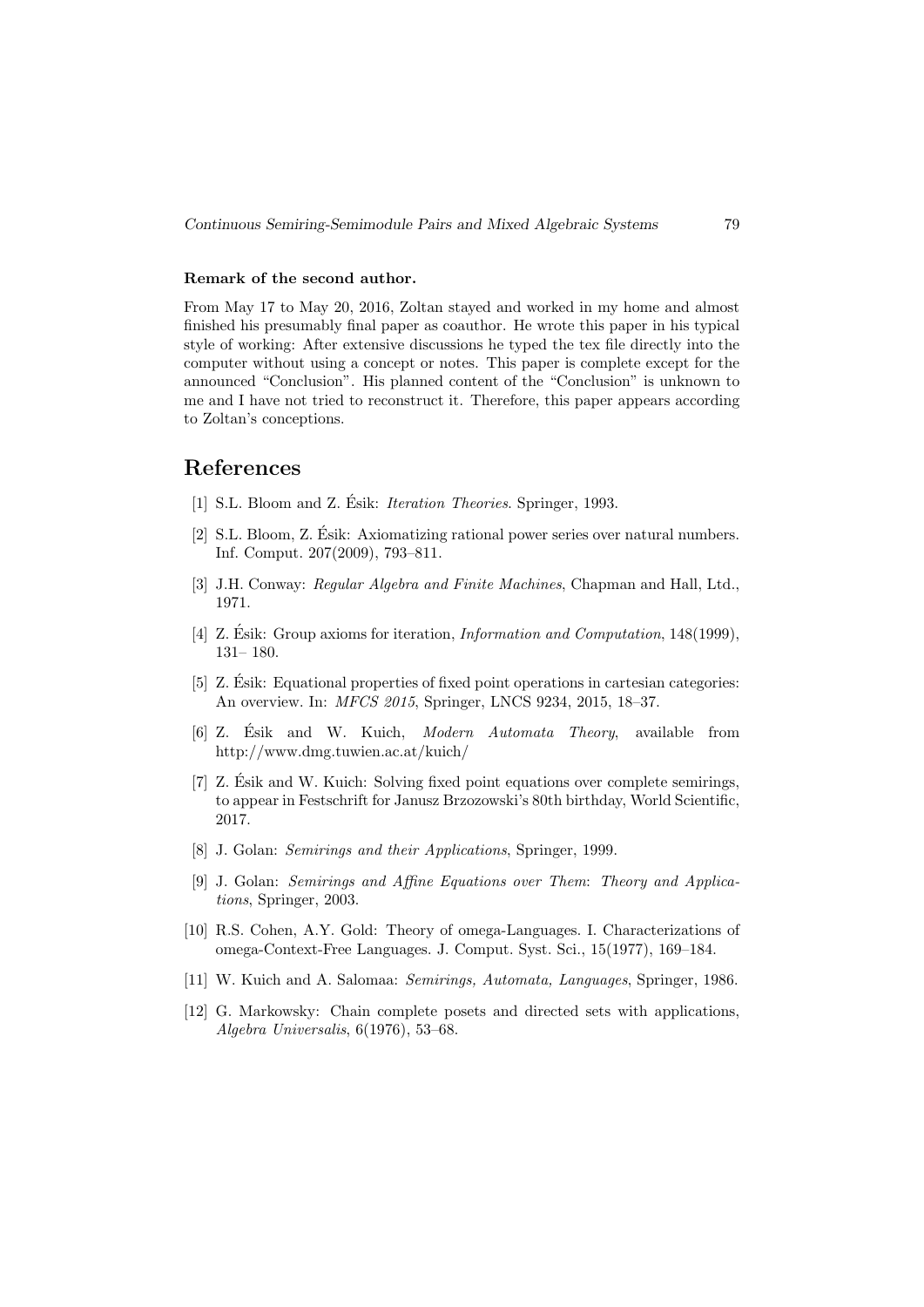**Remark of the second author.**

From May 17 to May 20, 2016, Zoltan stayed and worked in my home and almost finished his presumably final paper as coauthor. He wrote this paper in his typical style of working: After extensive discussions he typed the tex file directly into the computer without using a concept or notes. This paper is complete except for the announced "Conclusion". His planned content of the "Conclusion" is unknown to me and I have not tried to reconstruct it. Therefore, this paper appears according to Zoltan's conceptions.

# References

[1] S.L. Bloom and Z. Ésik: *Iteration Theories*. Springer, 1993.

[2] S.L. Bloom, Z. Ésik: Axiomatizing rational power series over natural numbers. Inf. Comput. 207(2009), 793–811.

[3] J.H. Conway: *Regular Algebra and Finite Machines*, Chapman and Hall, Ltd., 1971.

[4] Z. Ésik: Group axioms for iteration, *Information and Computation*, 148(1999), 131– 180.

[5] Z. Ésik: Equational properties of fixed point operations in cartesian categories: An overview. In: *MFCS 2015*, Springer, LNCS 9234, 2015, 18–37.

[6] Z. Ésik and W. Kuich, *Modern Automata Theory*, available from http://www.dmg.tuwien.ac.at/kuich/

[7] Z. Ésik and W. Kuich: Solving fixed point equations over complete semirings, to appear in Festschrift for Janusz Brzozowski's 80th birthday, World Scientific, 2017.

[8] J. Golan: *Semirings and their Applications*, Springer, 1999.

[9] J. Golan: *Semirings and Affine Equations over Them*: *Theory and Applications*, Springer, 2003.

[10] R.S. Cohen, A.Y. Gold: Theory of omega-Languages. I. Characterizations of omega-Context-Free Languages. J. Comput. Syst. Sci., 15(1977), 169–184.

[11] W. Kuich and A. Salomaa: *Semirings, Automata, Languages*, Springer, 1986.

[12] G. Markowsky: Chain complete posets and directed sets with applications, *Algebra Universalis*, 6(1976), 53–68.